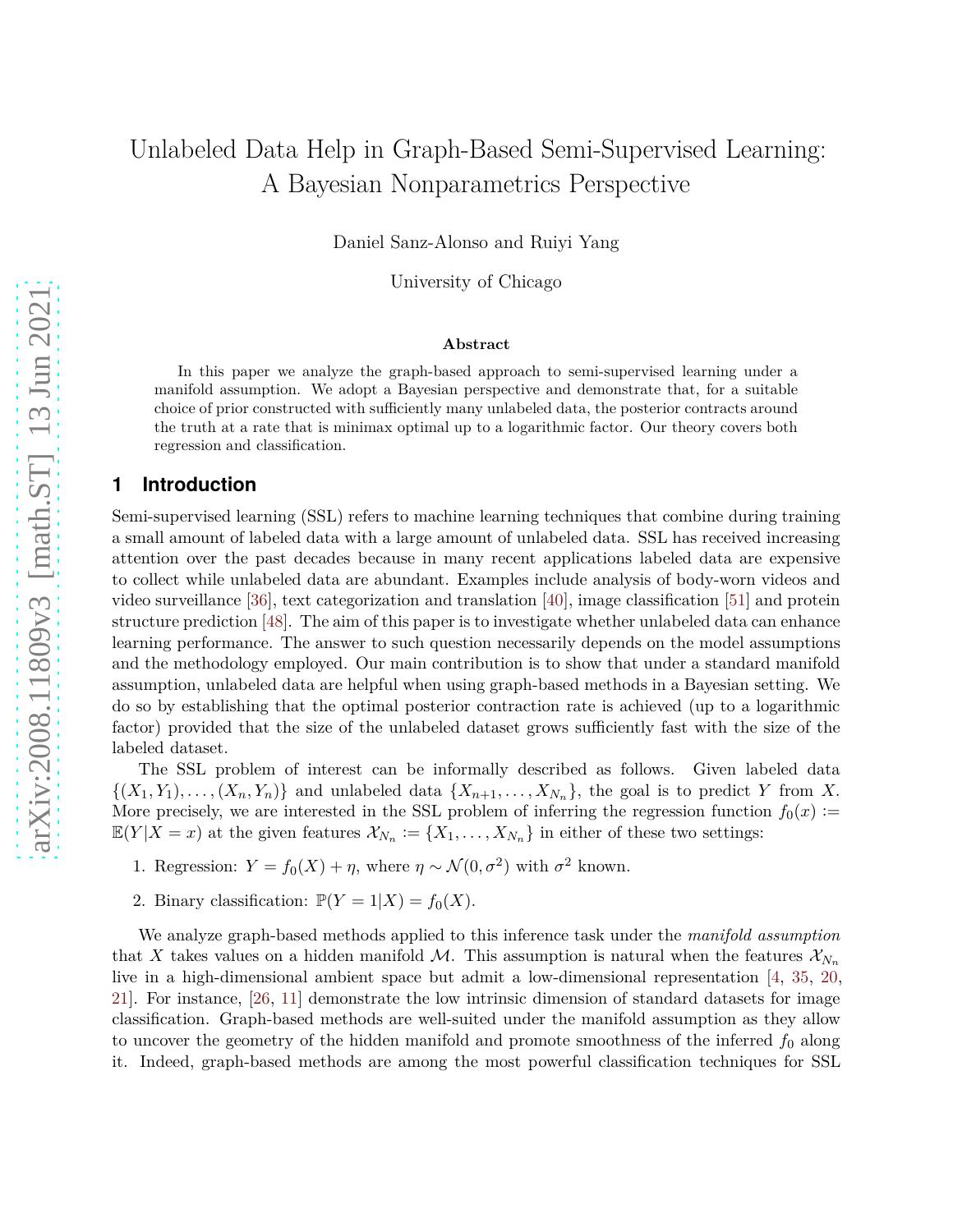# Unlabeled Data Help in Graph-Based Semi-Supervised Learning: A Bayesian Nonparametrics Perspective

Daniel Sanz-Alonso and Ruiyi Yang

University of Chicago

### Abstract

In this paper we analyze the graph-based approach to semi-supervised learning under a manifold assumption. We adopt a Bayesian perspective and demonstrate that, for a suitable choice of prior constructed with sufficiently many unlabeled data, the posterior contracts around the truth at a rate that is minimax optimal up to a logarithmic factor. Our theory covers both regression and classification.

## 1 Introduction

Semi-supervised learning (SSL) refers to machine learning techniques that combine during training a small amount of labeled data with a large amount of unlabeled data. SSL has received increasing attention over the past decades because in many recent applications labeled data are expensive to collect while unlabeled data are abundant. Examples include analysis of body-worn videos and video surveillance [36], text categorization and translation [40], image classification [51] and protein structure prediction [48]. The aim of this paper is to investigate whether unlabeled data can enhance learning performance. The answer to such question necessarily depends on the model assumptions and the methodology employed. Our main contribution is to show that under a standard manifold assumption, unlabeled data are helpful when using graph-based methods in a Bayesian setting. We do so by establishing that the optimal posterior contraction rate is achieved (up to a logarithmic factor) provided that the size of the unlabeled dataset grows sufficiently fast with the size of the labeled dataset.

The SSL problem of interest can be informally described as follows. Given labeled data $\{(X_1, Y_1), \ldots, (X_n, Y_n)\}$ and unlabeled data $\{X_{n+1}, \ldots, X_{N_n}\}$, the goal is to predict $Y$ from $X$. More precisely, we are interested in the SSL problem of inferring the regression function $f_0(x) := \mathbb{E}(Y|X = x)$ at the given features $\mathcal{X}_{N_n} := \{X_1, \ldots, X_{N_n}\}$ in either of these two settings:

1. Regression: $Y = f_0(X) + \eta$, where $\eta \sim \mathcal{N}(0, \sigma^2)$ with $\sigma^2$ known.
2. Binary classification: $\mathbb{P}(Y = 1|X) = f_0(X)$.

We analyze graph-based methods applied to this inference task under the *manifold assumption* that $X$ takes values on a hidden manifold $\mathcal{M}$. This assumption is natural when the features $\mathcal{X}_{N_n}$ live in a high-dimensional ambient space but admit a low-dimensional representation [4, 35, 20, 21]. For instance, [26, 11] demonstrate the low intrinsic dimension of standard datasets for image classification. Graph-based methods are well-suited under the manifold assumption as they allow to uncover the geometry of the hidden manifold and promote smoothness of the inferred $f_0$ along it. Indeed, graph-based methods are among the most powerful classification techniques for SSL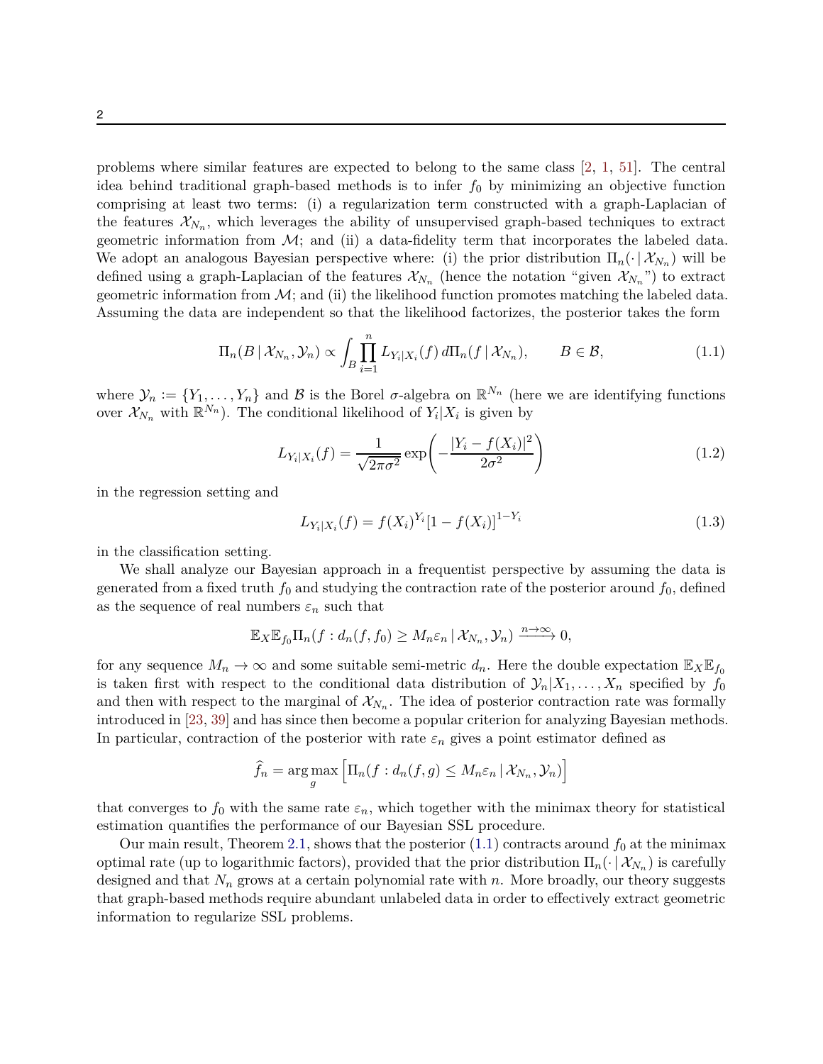problems where similar features are expected to belong to the same class [2, 1, 51]. The central idea behind traditional graph-based methods is to infer $f_0$ by minimizing an objective function comprising at least two terms: (i) a regularization term constructed with a graph-Laplacian of the features $\mathcal{X}_{N_n}$, which leverages the ability of unsupervised graph-based techniques to extract geometric information from $\mathcal{M}$; and (ii) a data-fidelity term that incorporates the labeled data. We adopt an analogous Bayesian perspective where: (i) the prior distribution $\Pi_n(\cdot \,|\, \mathcal{X}_{N_n})$ will be defined using a graph-Laplacian of the features $\mathcal{X}_{N_n}$ (hence the notation "given $\mathcal{X}_{N_n}$") to extract geometric information from $\mathcal{M}$; and (ii) the likelihood function promotes matching the labeled data. Assuming the data are independent so that the likelihood factorizes, the posterior takes the form

$$\Pi_n(B \,|\, \mathcal{X}_{N_n}, \mathcal{Y}_n) \propto \int_B \prod_{i=1}^{n} L_{Y_i|X_i}(f)\, d\Pi_n(f \,|\, \mathcal{X}_{N_n}), \qquad B \in \mathcal{B}, \tag{1.1}$$

where $\mathcal{Y}_n := \{Y_1, \ldots, Y_n\}$ and $\mathcal{B}$ is the Borel $\sigma$-algebra on $\mathbb{R}^{N_n}$ (here we are identifying functions over $\mathcal{X}_{N_n}$ with $\mathbb{R}^{N_n}$). The conditional likelihood of $Y_i|X_i$ is given by

$$L_{Y_i|X_i}(f) = \frac{1}{\sqrt{2\pi\sigma^2}} \exp\left(-\frac{|Y_i - f(X_i)|^2}{2\sigma^2}\right) \tag{1.2}$$

in the regression setting and

$$L_{Y_i|X_i}(f) = f(X_i)^{Y_i}[1 - f(X_i)]^{1-Y_i} \tag{1.3}$$

in the classification setting.

We shall analyze our Bayesian approach in a frequentist perspective by assuming the data is generated from a fixed truth $f_0$ and studying the contraction rate of the posterior around $f_0$, defined as the sequence of real numbers $\varepsilon_n$ such that

$$\mathbb{E}_X \mathbb{E}_{f_0} \Pi_n(f : d_n(f, f_0) \geq M_n \varepsilon_n \,|\, \mathcal{X}_{N_n}, \mathcal{Y}_n) \xrightarrow{n \to \infty} 0,$$

for any sequence $M_n \to \infty$ and some suitable semi-metric $d_n$. Here the double expectation $\mathbb{E}_X \mathbb{E}_{f_0}$ is taken first with respect to the conditional data distribution of $\mathcal{Y}_n | X_1, \ldots, X_n$ specified by $f_0$ and then with respect to the marginal of $\mathcal{X}_{N_n}$. The idea of posterior contraction rate was formally introduced in [23, 39] and has since then become a popular criterion for analyzing Bayesian methods. In particular, contraction of the posterior with rate $\varepsilon_n$ gives a point estimator defined as

$$\widehat{f}_n = \arg\max_g \Big[\Pi_n(f : d_n(f, g) \leq M_n \varepsilon_n \,|\, \mathcal{X}_{N_n}, \mathcal{Y}_n)\Big]$$

that converges to $f_0$ with the same rate $\varepsilon_n$, which together with the minimax theory for statistical estimation quantifies the performance of our Bayesian SSL procedure.

Our main result, Theorem 2.1, shows that the posterior (1.1) contracts around $f_0$ at the minimax optimal rate (up to logarithmic factors), provided that the prior distribution $\Pi_n(\cdot \,|\, \mathcal{X}_{N_n})$ is carefully designed and that $N_n$ grows at a certain polynomial rate with $n$. More broadly, our theory suggests that graph-based methods require abundant unlabeled data in order to effectively extract geometric information to regularize SSL problems.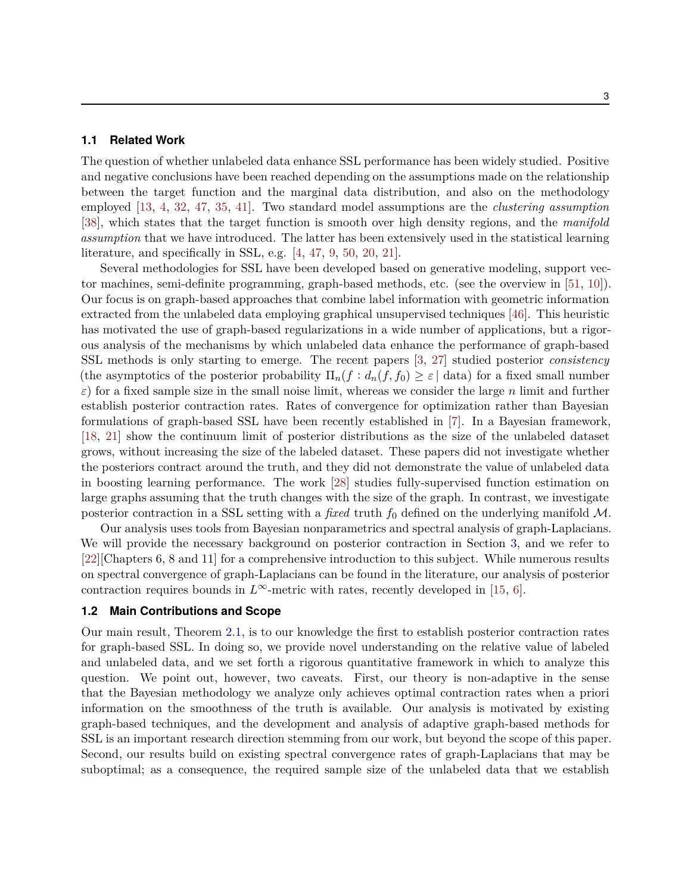### 1.1 Related Work

The question of whether unlabeled data enhance SSL performance has been widely studied. Positive and negative conclusions have been reached depending on the assumptions made on the relationship between the target function and the marginal data distribution, and also on the methodology employed [13, 4, 32, 47, 35, 41]. Two standard model assumptions are the *clustering assumption* [38], which states that the target function is smooth over high density regions, and the *manifold assumption* that we have introduced. The latter has been extensively used in the statistical learning literature, and specifically in SSL, e.g. [4, 47, 9, 50, 20, 21].

Several methodologies for SSL have been developed based on generative modeling, support vector machines, semi-definite programming, graph-based methods, etc. (see the overview in [51, 10]). Our focus is on graph-based approaches that combine label information with geometric information extracted from the unlabeled data employing graphical unsupervised techniques [46]. This heuristic has motivated the use of graph-based regularizations in a wide number of applications, but a rigorous analysis of the mechanisms by which unlabeled data enhance the performance of graph-based SSL methods is only starting to emerge. The recent papers [3, 27] studied posterior *consistency* (the asymptotics of the posterior probability $\Pi_n(f : d_n(f, f_0) \geq \varepsilon \mid \text{data})$ for a fixed small number $\varepsilon$) for a fixed sample size in the small noise limit, whereas we consider the large $n$ limit and further establish posterior contraction rates. Rates of convergence for optimization rather than Bayesian formulations of graph-based SSL have been recently established in [7]. In a Bayesian framework, [18, 21] show the continuum limit of posterior distributions as the size of the unlabeled dataset grows, without increasing the size of the labeled dataset. These papers did not investigate whether the posteriors contract around the truth, and they did not demonstrate the value of unlabeled data in boosting learning performance. The work [28] studies fully-supervised function estimation on large graphs assuming that the truth changes with the size of the graph. In contrast, we investigate posterior contraction in a SSL setting with a *fixed* truth $f_0$ defined on the underlying manifold $\mathcal{M}$.

Our analysis uses tools from Bayesian nonparametrics and spectral analysis of graph-Laplacians. We will provide the necessary background on posterior contraction in Section 3, and we refer to [22][Chapters 6, 8 and 11] for a comprehensive introduction to this subject. While numerous results on spectral convergence of graph-Laplacians can be found in the literature, our analysis of posterior contraction requires bounds in $L^\infty$-metric with rates, recently developed in [15, 6].

### 1.2 Main Contributions and Scope

Our main result, Theorem 2.1, is to our knowledge the first to establish posterior contraction rates for graph-based SSL. In doing so, we provide novel understanding on the relative value of labeled and unlabeled data, and we set forth a rigorous quantitative framework in which to analyze this question. We point out, however, two caveats. First, our theory is non-adaptive in the sense that the Bayesian methodology we analyze only achieves optimal contraction rates when a priori information on the smoothness of the truth is available. Our analysis is motivated by existing graph-based techniques, and the development and analysis of adaptive graph-based methods for SSL is an important research direction stemming from our work, but beyond the scope of this paper. Second, our results build on existing spectral convergence rates of graph-Laplacians that may be suboptimal; as a consequence, the required sample size of the unlabeled data that we establish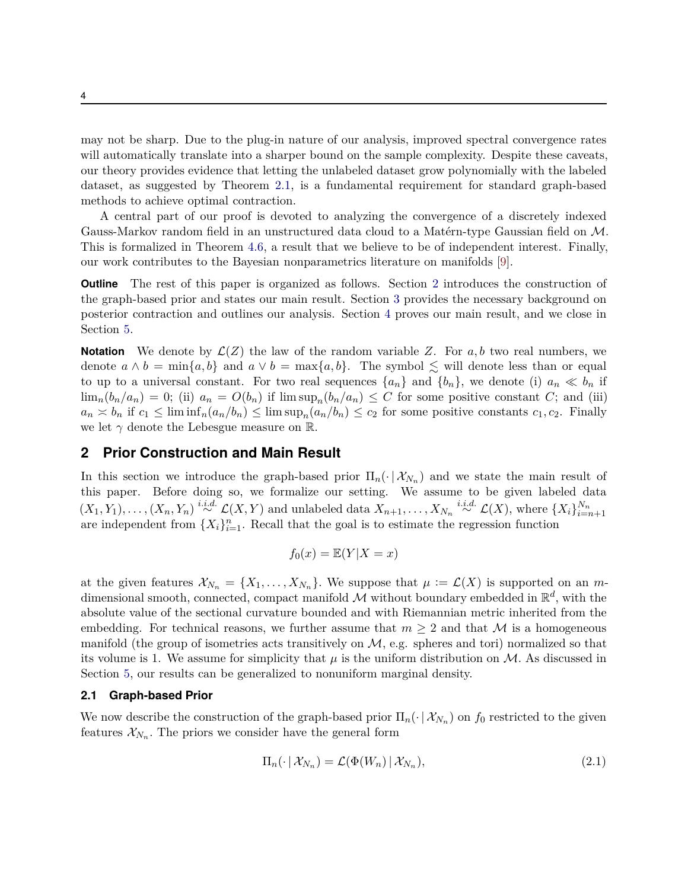may not be sharp. Due to the plug-in nature of our analysis, improved spectral convergence rates will automatically translate into a sharper bound on the sample complexity. Despite these caveats, our theory provides evidence that letting the unlabeled dataset grow polynomially with the labeled dataset, as suggested by Theorem 2.1, is a fundamental requirement for standard graph-based methods to achieve optimal contraction.

A central part of our proof is devoted to analyzing the convergence of a discretely indexed Gauss-Markov random field in an unstructured data cloud to a Matérn-type Gaussian field on $\mathcal{M}$. This is formalized in Theorem 4.6, a result that we believe to be of independent interest. Finally, our work contributes to the Bayesian nonparametrics literature on manifolds [9].

**Outline** The rest of this paper is organized as follows. Section 2 introduces the construction of the graph-based prior and states our main result. Section 3 provides the necessary background on posterior contraction and outlines our analysis. Section 4 proves our main result, and we close in Section 5.

**Notation** We denote by $\mathcal{L}(Z)$ the law of the random variable $Z$. For $a, b$ two real numbers, we denote $a \wedge b = \min\{a, b\}$ and $a \vee b = \max\{a, b\}$. The symbol $\lesssim$ will denote less than or equal to up to a universal constant. For two real sequences $\{a_n\}$ and $\{b_n\}$, we denote (i) $a_n \ll b_n$ if $\lim_n (b_n/a_n) = 0$; (ii) $a_n = O(b_n)$ if $\limsup_n (b_n/a_n) \le C$ for some positive constant $C$; and (iii) $a_n \asymp b_n$ if $c_1 \le \liminf_n (a_n/b_n) \le \limsup_n (a_n/b_n) \le c_2$ for some positive constants $c_1, c_2$. Finally we let $\gamma$ denote the Lebesgue measure on $\mathbb{R}$.

## 2 Prior Construction and Main Result

In this section we introduce the graph-based prior $\Pi_n(\cdot \,|\, \mathcal{X}_{N_n})$ and we state the main result of this paper. Before doing so, we formalize our setting. We assume to be given labeled data $(X_1, Y_1), \ldots, (X_n, Y_n) \overset{i.i.d.}{\sim} \mathcal{L}(X, Y)$ and unlabeled data $X_{n+1}, \ldots, X_{N_n} \overset{i.i.d.}{\sim} \mathcal{L}(X)$, where $\{X_i\}_{i=n+1}^{N_n}$ are independent from $\{X_i\}_{i=1}^{n}$. Recall that the goal is to estimate the regression function

$$f_0(x) = \mathbb{E}(Y|X = x)$$

at the given features $\mathcal{X}_{N_n} = \{X_1, \ldots, X_{N_n}\}$. We suppose that $\mu := \mathcal{L}(X)$ is supported on an $m$-dimensional smooth, connected, compact manifold $\mathcal{M}$ without boundary embedded in $\mathbb{R}^d$, with the absolute value of the sectional curvature bounded and with Riemannian metric inherited from the embedding. For technical reasons, we further assume that $m \ge 2$ and that $\mathcal{M}$ is a homogeneous manifold (the group of isometries acts transitively on $\mathcal{M}$, e.g. spheres and tori) normalized so that its volume is 1. We assume for simplicity that $\mu$ is the uniform distribution on $\mathcal{M}$. As discussed in Section 5, our results can be generalized to nonuniform marginal density.

### 2.1 Graph-based Prior

We now describe the construction of the graph-based prior $\Pi_n(\cdot \,|\, \mathcal{X}_{N_n})$ on $f_0$ restricted to the given features $\mathcal{X}_{N_n}$. The priors we consider have the general form

$$\Pi_n(\cdot \,|\, \mathcal{X}_{N_n}) = \mathcal{L}(\Phi(W_n) \,|\, \mathcal{X}_{N_n}), \tag{2.1}$$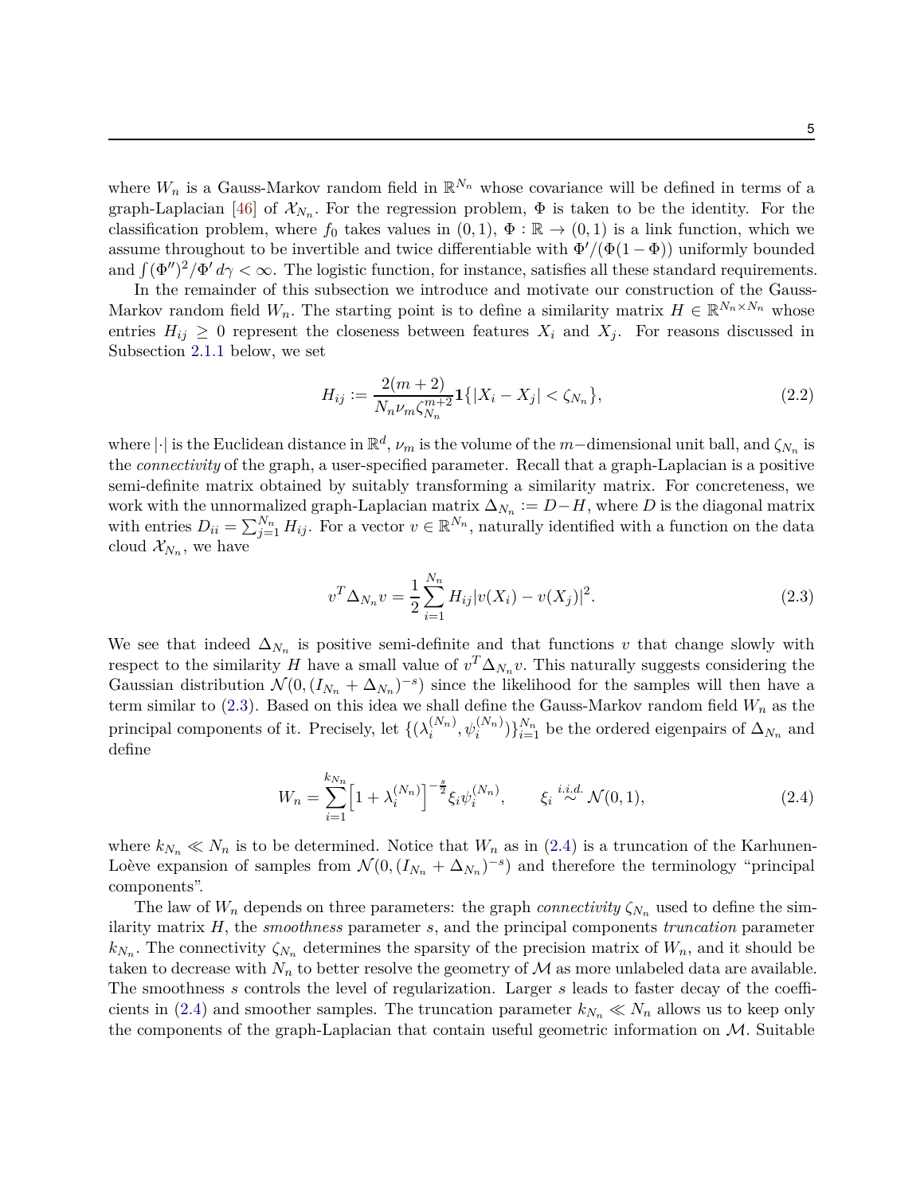where $W_n$ is a Gauss-Markov random field in $\mathbb{R}^{N_n}$ whose covariance will be defined in terms of a graph-Laplacian [46] of $\mathcal{X}_{N_n}$. For the regression problem, $\Phi$ is taken to be the identity. For the classification problem, where $f_0$ takes values in $(0,1)$, $\Phi : \mathbb{R} \to (0,1)$ is a link function, which we assume throughout to be invertible and twice differentiable with $\Phi'/(\Phi(1-\Phi))$ uniformly bounded and $\int (\Phi'')^2/\Phi' \, d\gamma < \infty$. The logistic function, for instance, satisfies all these standard requirements.

In the remainder of this subsection we introduce and motivate our construction of the Gauss-Markov random field $W_n$. The starting point is to define a similarity matrix $H \in \mathbb{R}^{N_n \times N_n}$ whose entries $H_{ij} \geq 0$ represent the closeness between features $X_i$ and $X_j$. For reasons discussed in Subsection 2.1.1 below, we set

$$H_{ij} := \frac{2(m+2)}{N_n \nu_m \zeta_{N_n}^{m+2}} \mathbf{1}\{|X_i - X_j| < \zeta_{N_n}\}, \tag{2.2}$$

where $|\cdot|$ is the Euclidean distance in $\mathbb{R}^d$, $\nu_m$ is the volume of the $m-$dimensional unit ball, and $\zeta_{N_n}$ is the *connectivity* of the graph, a user-specified parameter. Recall that a graph-Laplacian is a positive semi-definite matrix obtained by suitably transforming a similarity matrix. For concreteness, we work with the unnormalized graph-Laplacian matrix $\Delta_{N_n} := D - H$, where $D$ is the diagonal matrix with entries $D_{ii} = \sum_{j=1}^{N_n} H_{ij}$. For a vector $v \in \mathbb{R}^{N_n}$, naturally identified with a function on the data cloud $\mathcal{X}_{N_n}$, we have

$$v^T \Delta_{N_n} v = \frac{1}{2} \sum_{i=1}^{N_n} H_{ij} |v(X_i) - v(X_j)|^2. \tag{2.3}$$

We see that indeed $\Delta_{N_n}$ is positive semi-definite and that functions $v$ that change slowly with respect to the similarity $H$ have a small value of $v^T \Delta_{N_n} v$. This naturally suggests considering the Gaussian distribution $\mathcal{N}(0, (I_{N_n} + \Delta_{N_n})^{-s})$ since the likelihood for the samples will then have a term similar to (2.3). Based on this idea we shall define the Gauss-Markov random field $W_n$ as the principal components of it. Precisely, let $\{(\lambda_i^{(N_n)}, \psi_i^{(N_n)})\}_{i=1}^{N_n}$ be the ordered eigenpairs of $\Delta_{N_n}$ and define

$$W_n = \sum_{i=1}^{k_{N_n}} \Big[1 + \lambda_i^{(N_n)}\Big]^{-\frac{s}{2}} \xi_i \psi_i^{(N_n)}, \qquad \xi_i \overset{i.i.d.}{\sim} \mathcal{N}(0,1), \tag{2.4}$$

where $k_{N_n} \ll N_n$ is to be determined. Notice that $W_n$ as in (2.4) is a truncation of the Karhunen-Loève expansion of samples from $\mathcal{N}(0, (I_{N_n} + \Delta_{N_n})^{-s})$ and therefore the terminology "principal components".

The law of $W_n$ depends on three parameters: the graph *connectivity* $\zeta_{N_n}$ used to define the similarity matrix $H$, the *smoothness* parameter $s$, and the principal components *truncation* parameter $k_{N_n}$. The connectivity $\zeta_{N_n}$ determines the sparsity of the precision matrix of $W_n$, and it should be taken to decrease with $N_n$ to better resolve the geometry of $\mathcal{M}$ as more unlabeled data are available. The smoothness $s$ controls the level of regularization. Larger $s$ leads to faster decay of the coefficients in (2.4) and smoother samples. The truncation parameter $k_{N_n} \ll N_n$ allows us to keep only the components of the graph-Laplacian that contain useful geometric information on $\mathcal{M}$. Suitable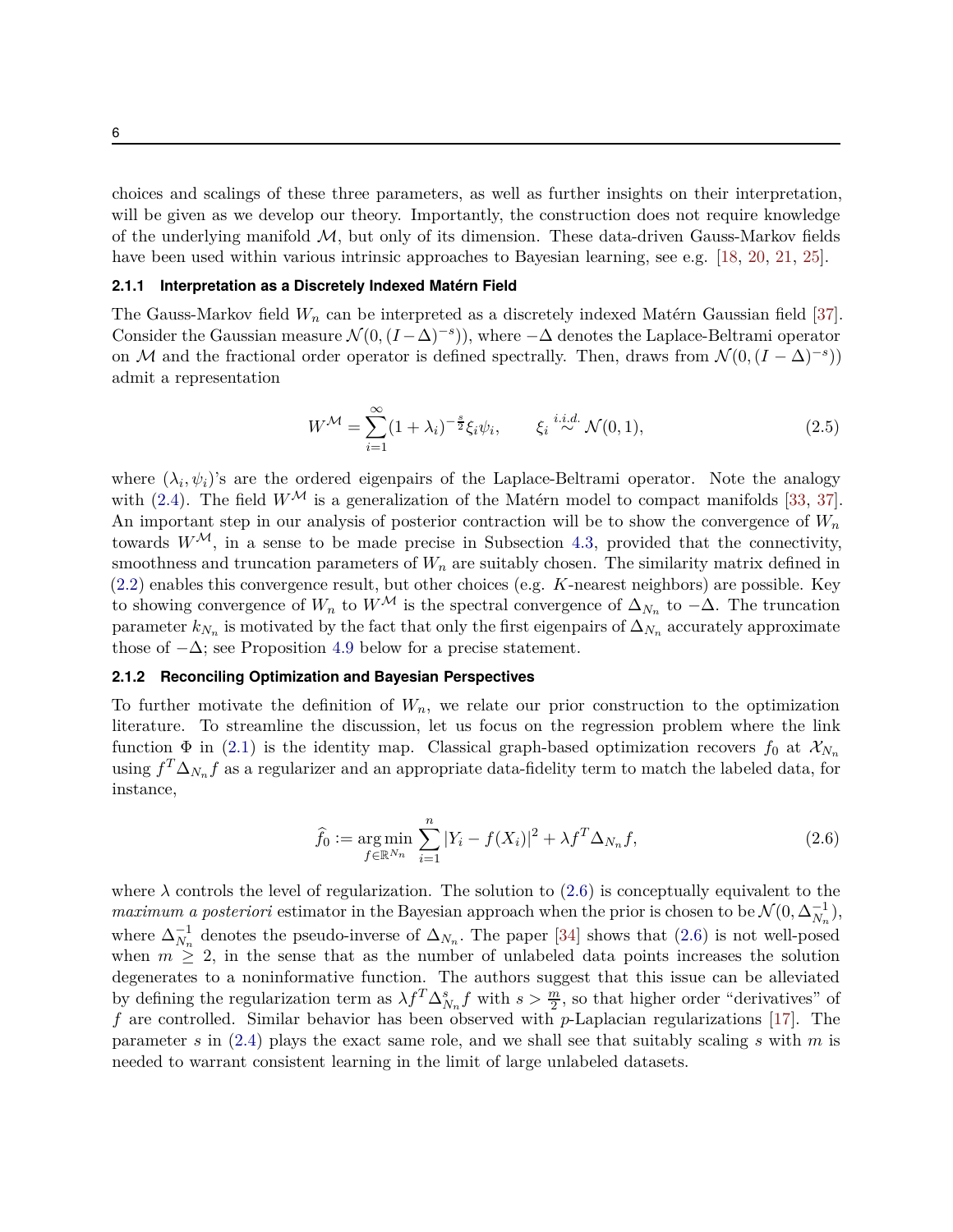choices and scalings of these three parameters, as well as further insights on their interpretation, will be given as we develop our theory. Importantly, the construction does not require knowledge of the underlying manifold $\mathcal{M}$, but only of its dimension. These data-driven Gauss-Markov fields have been used within various intrinsic approaches to Bayesian learning, see e.g. [18, 20, 21, 25].

#### 2.1.1 Interpretation as a Discretely Indexed Matérn Field

The Gauss-Markov field $W_n$ can be interpreted as a discretely indexed Matérn Gaussian field [37]. Consider the Gaussian measure $\mathcal{N}(0,(I-\Delta)^{-s}))$, where $-\Delta$ denotes the Laplace-Beltrami operator on $\mathcal{M}$ and the fractional order operator is defined spectrally. Then, draws from $\mathcal{N}(0,(I-\Delta)^{-s}))$ admit a representation

$$
W^{\mathcal{M}} = \sum_{i=1}^{\infty} (1+\lambda_i)^{-\frac{s}{2}} \xi_i \psi_i, \qquad \xi_i \overset{i.i.d.}{\sim} \mathcal{N}(0,1), \tag{2.5}
$$

where $(\lambda_i, \psi_i)$'s are the ordered eigenpairs of the Laplace-Beltrami operator. Note the analogy with (2.4). The field $W^{\mathcal{M}}$ is a generalization of the Matérn model to compact manifolds [33, 37]. An important step in our analysis of posterior contraction will be to show the convergence of $W_n$ towards $W^{\mathcal{M}}$, in a sense to be made precise in Subsection 4.3, provided that the connectivity, smoothness and truncation parameters of $W_n$ are suitably chosen. The similarity matrix defined in (2.2) enables this convergence result, but other choices (e.g. $K$-nearest neighbors) are possible. Key to showing convergence of $W_n$ to $W^{\mathcal{M}}$ is the spectral convergence of $\Delta_{N_n}$ to $-\Delta$. The truncation parameter $k_{N_n}$ is motivated by the fact that only the first eigenpairs of $\Delta_{N_n}$ accurately approximate those of $-\Delta$; see Proposition 4.9 below for a precise statement.

#### 2.1.2 Reconciling Optimization and Bayesian Perspectives

To further motivate the definition of $W_n$, we relate our prior construction to the optimization literature. To streamline the discussion, let us focus on the regression problem where the link function $\Phi$ in (2.1) is the identity map. Classical graph-based optimization recovers $f_0$ at $\mathcal{X}_{N_n}$ using $f^T \Delta_{N_n} f$ as a regularizer and an appropriate data-fidelity term to match the labeled data, for instance,

$$
\widehat{f}_0 := \underset{f\in\mathbb{R}^{N_n}}{\arg\min} \sum_{i=1}^{n} |Y_i - f(X_i)|^2 + \lambda f^T \Delta_{N_n} f, \tag{2.6}
$$

where $\lambda$ controls the level of regularization. The solution to (2.6) is conceptually equivalent to the *maximum a posteriori* estimator in the Bayesian approach when the prior is chosen to be $\mathcal{N}(0, \Delta_{N_n}^{-1})$, where $\Delta_{N_n}^{-1}$ denotes the pseudo-inverse of $\Delta_{N_n}$. The paper [34] shows that (2.6) is not well-posed when $m \geq 2$, in the sense that as the number of unlabeled data points increases the solution degenerates to a noninformative function. The authors suggest that this issue can be alleviated by defining the regularization term as $\lambda f^T \Delta_{N_n}^s f$ with $s > \frac{m}{2}$, so that higher order "derivatives" of $f$ are controlled. Similar behavior has been observed with $p$-Laplacian regularizations [17]. The parameter $s$ in (2.4) plays the exact same role, and we shall see that suitably scaling $s$ with $m$ is needed to warrant consistent learning in the limit of large unlabeled datasets.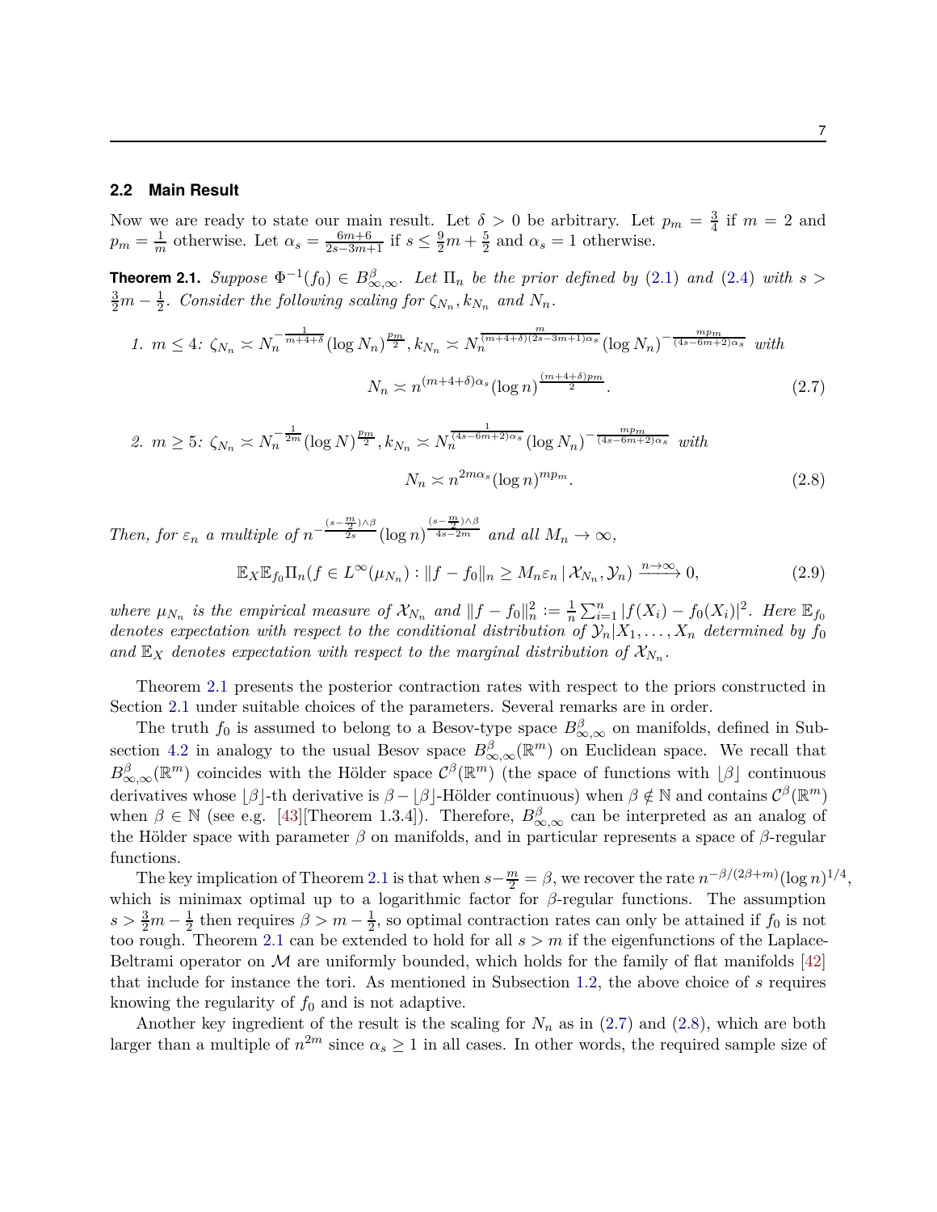### 2.2 Main Result

Now we are ready to state our main result. Let $\delta > 0$ be arbitrary. Let $p_m = \frac{3}{4}$ if $m = 2$ and $p_m = \frac{1}{m}$ otherwise. Let $\alpha_s = \frac{6m+6}{2s-3m+1}$ if $s \le \frac{9}{2}m + \frac{5}{2}$ and $\alpha_s = 1$ otherwise.

**Theorem 2.1.** *Suppose $\Phi^{-1}(f_0) \in B^{\beta}_{\infty,\infty}$. Let $\Pi_n$ be the prior defined by (2.1) and (2.4) with $s > \frac{3}{2}m - \frac{1}{2}$. Consider the following scaling for $\zeta_{N_n}, k_{N_n}$ and $N_n$.*

*1. $m \le 4$: $\zeta_{N_n} \asymp N_n^{-\frac{1}{m+4+\delta}} (\log N_n)^{\frac{p_m}{2}}, k_{N_n} \asymp N_n^{\frac{m}{(m+4+\delta)(2s-3m+1)\alpha_s}} (\log N_n)^{-\frac{mp_m}{(4s-6m+2)\alpha_s}}$ with*

$$N_n \asymp n^{(m+4+\delta)\alpha_s} (\log n)^{\frac{(m+4+\delta)p_m}{2}}. \tag{2.7}$$

*2. $m \ge 5$: $\zeta_{N_n} \asymp N_n^{-\frac{1}{2m}} (\log N)^{\frac{p_m}{2}}, k_{N_n} \asymp N_n^{\frac{1}{(4s-6m+2)\alpha_s}} (\log N_n)^{-\frac{mp_m}{(4s-6m+2)\alpha_s}}$ with*

$$N_n \asymp n^{2m\alpha_s} (\log n)^{mp_m}. \tag{2.8}$$

*Then, for $\varepsilon_n$ a multiple of $n^{-\frac{(s-\frac{m}{2})\wedge\beta}{2s}} (\log n)^{\frac{(s-\frac{m}{2})\wedge\beta}{4s-2m}}$ and all $M_n \to \infty$,*

$$\mathbb{E}_X \mathbb{E}_{f_0} \Pi_n(f \in L^\infty(\mu_{N_n}) : \|f - f_0\|_n \ge M_n \varepsilon_n \,|\, \mathcal{X}_{N_n}, \mathcal{Y}_n) \xrightarrow{n\to\infty} 0, \tag{2.9}$$

*where $\mu_{N_n}$ is the empirical measure of $\mathcal{X}_{N_n}$ and $\|f - f_0\|_n^2 := \frac{1}{n}\sum_{i=1}^n |f(X_i) - f_0(X_i)|^2$. Here $\mathbb{E}_{f_0}$ denotes expectation with respect to the conditional distribution of $\mathcal{Y}_n | X_1, \ldots, X_n$ determined by $f_0$ and $\mathbb{E}_X$ denotes expectation with respect to the marginal distribution of $\mathcal{X}_{N_n}$.*

Theorem 2.1 presents the posterior contraction rates with respect to the priors constructed in Section 2.1 under suitable choices of the parameters. Several remarks are in order.

The truth $f_0$ is assumed to belong to a Besov-type space $B^{\beta}_{\infty,\infty}$ on manifolds, defined in Subsection 4.2 in analogy to the usual Besov space $B^{\beta}_{\infty,\infty}(\mathbb{R}^m)$ on Euclidean space. We recall that $B^{\beta}_{\infty,\infty}(\mathbb{R}^m)$ coincides with the Hölder space $\mathcal{C}^{\beta}(\mathbb{R}^m)$ (the space of functions with $\lfloor\beta\rfloor$ continuous derivatives whose $\lfloor\beta\rfloor$-th derivative is $\beta - \lfloor\beta\rfloor$-Hölder continuous) when $\beta \notin \mathbb{N}$ and contains $\mathcal{C}^{\beta}(\mathbb{R}^m)$ when $\beta \in \mathbb{N}$ (see e.g. [43][Theorem 1.3.4]). Therefore, $B^{\beta}_{\infty,\infty}$ can be interpreted as an analog of the Hölder space with parameter $\beta$ on manifolds, and in particular represents a space of $\beta$-regular functions.

The key implication of Theorem 2.1 is that when $s - \frac{m}{2} = \beta$, we recover the rate $n^{-\beta/(2\beta+m)}(\log n)^{1/4}$, which is minimax optimal up to a logarithmic factor for $\beta$-regular functions. The assumption $s > \frac{3}{2}m - \frac{1}{2}$ then requires $\beta > m - \frac{1}{2}$, so optimal contraction rates can only be attained if $f_0$ is not too rough. Theorem 2.1 can be extended to hold for all $s > m$ if the eigenfunctions of the Laplace-Beltrami operator on $\mathcal{M}$ are uniformly bounded, which holds for the family of flat manifolds [42] that include for instance the tori. As mentioned in Subsection 1.2, the above choice of $s$ requires knowing the regularity of $f_0$ and is not adaptive.

Another key ingredient of the result is the scaling for $N_n$ as in (2.7) and (2.8), which are both larger than a multiple of $n^{2m}$ since $\alpha_s \ge 1$ in all cases. In other words, the required sample size of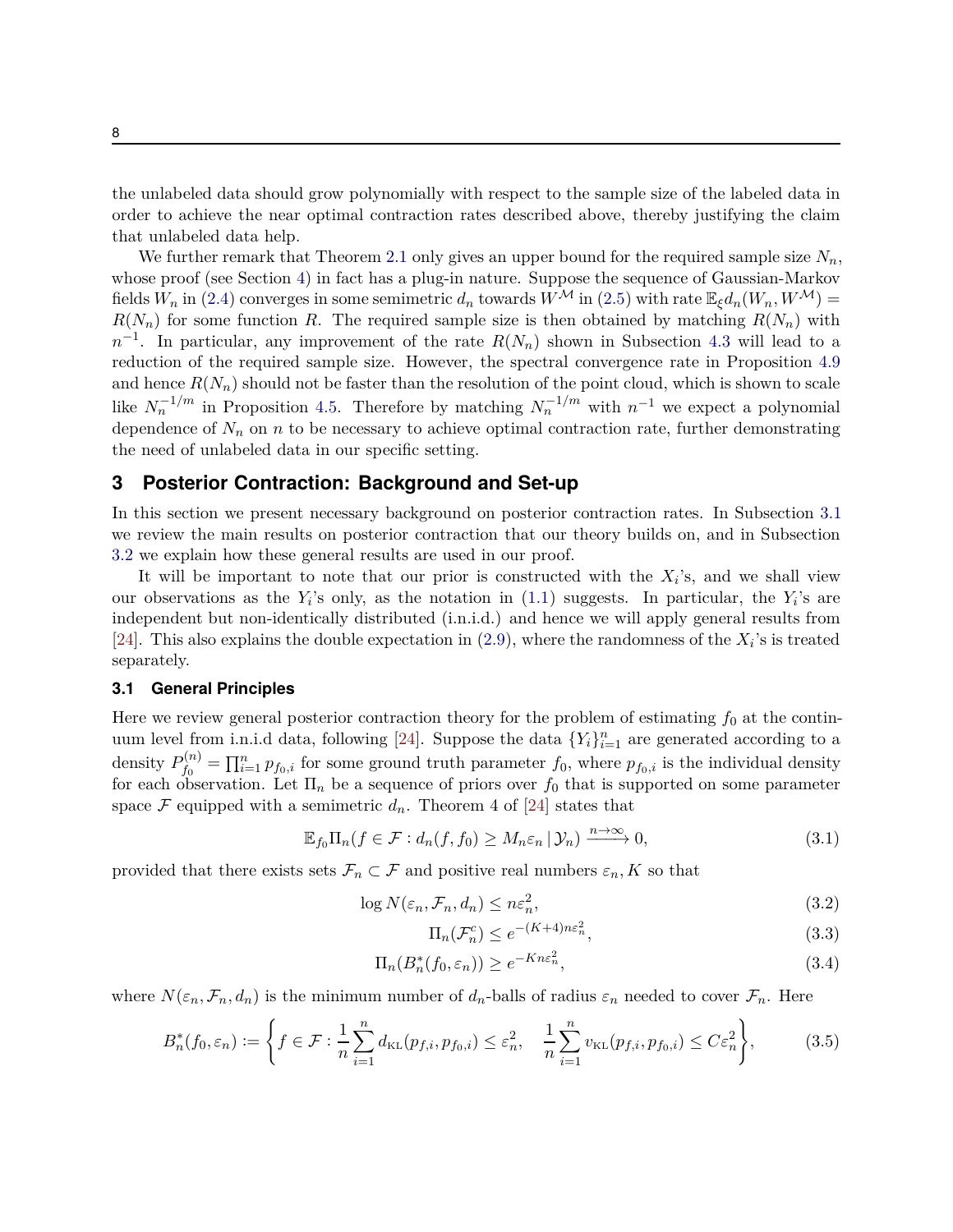the unlabeled data should grow polynomially with respect to the sample size of the labeled data in order to achieve the near optimal contraction rates described above, thereby justifying the claim that unlabeled data help.

We further remark that Theorem 2.1 only gives an upper bound for the required sample size $N_n$, whose proof (see Section 4) in fact has a plug-in nature. Suppose the sequence of Gaussian-Markov fields $W_n$ in (2.4) converges in some semimetric $d_n$ towards $W^{\mathcal{M}}$ in (2.5) with rate $\mathbb{E}_\xi d_n(W_n, W^{\mathcal{M}}) = R(N_n)$ for some function $R$. The required sample size is then obtained by matching $R(N_n)$ with $n^{-1}$. In particular, any improvement of the rate $R(N_n)$ shown in Subsection 4.3 will lead to a reduction of the required sample size. However, the spectral convergence rate in Proposition 4.9 and hence $R(N_n)$ should not be faster than the resolution of the point cloud, which is shown to scale like $N_n^{-1/m}$ in Proposition 4.5. Therefore by matching $N_n^{-1/m}$ with $n^{-1}$ we expect a polynomial dependence of $N_n$ on $n$ to be necessary to achieve optimal contraction rate, further demonstrating the need of unlabeled data in our specific setting.

## 3 Posterior Contraction: Background and Set-up

In this section we present necessary background on posterior contraction rates. In Subsection 3.1 we review the main results on posterior contraction that our theory builds on, and in Subsection 3.2 we explain how these general results are used in our proof.

It will be important to note that our prior is constructed with the $X_i$'s, and we shall view our observations as the $Y_i$'s only, as the notation in (1.1) suggests. In particular, the $Y_i$'s are independent but non-identically distributed (i.n.i.d.) and hence we will apply general results from [24]. This also explains the double expectation in (2.9), where the randomness of the $X_i$'s is treated separately.

### 3.1 General Principles

Here we review general posterior contraction theory for the problem of estimating $f_0$ at the continuum level from i.n.i.d data, following [24]. Suppose the data $\{Y_i\}_{i=1}^n$ are generated according to a density $P_{f_0}^{(n)} = \prod_{i=1}^n p_{f_0,i}$ for some ground truth parameter $f_0$, where $p_{f_0,i}$ is the individual density for each observation. Let $\Pi_n$ be a sequence of priors over $f_0$ that is supported on some parameter space $\mathcal{F}$ equipped with a semimetric $d_n$. Theorem 4 of [24] states that

$$\mathbb{E}_{f_0}\Pi_n(f \in \mathcal{F} : d_n(f, f_0) \geq M_n\varepsilon_n \,|\, \mathcal{Y}_n) \xrightarrow{n\to\infty} 0, \tag{3.1}$$

provided that there exists sets $\mathcal{F}_n \subset \mathcal{F}$ and positive real numbers $\varepsilon_n, K$ so that

$$\log N(\varepsilon_n, \mathcal{F}_n, d_n) \leq n\varepsilon_n^2, \tag{3.2}$$

$$\Pi_n(\mathcal{F}_n^c) \leq e^{-(K+4)n\varepsilon_n^2}, \tag{3.3}$$

$$\Pi_n(B_n^*(f_0, \varepsilon_n)) \geq e^{-Kn\varepsilon_n^2}, \tag{3.4}$$

where $N(\varepsilon_n, \mathcal{F}_n, d_n)$ is the minimum number of $d_n$-balls of radius $\varepsilon_n$ needed to cover $\mathcal{F}_n$. Here

$$B_n^*(f_0, \varepsilon_n) := \left\{ f \in \mathcal{F} : \frac{1}{n}\sum_{i=1}^n d_{\text{KL}}(p_{f,i}, p_{f_0,i}) \leq \varepsilon_n^2, \quad \frac{1}{n}\sum_{i=1}^n v_{\text{KL}}(p_{f,i}, p_{f_0,i}) \leq C\varepsilon_n^2 \right\}, \tag{3.5}$$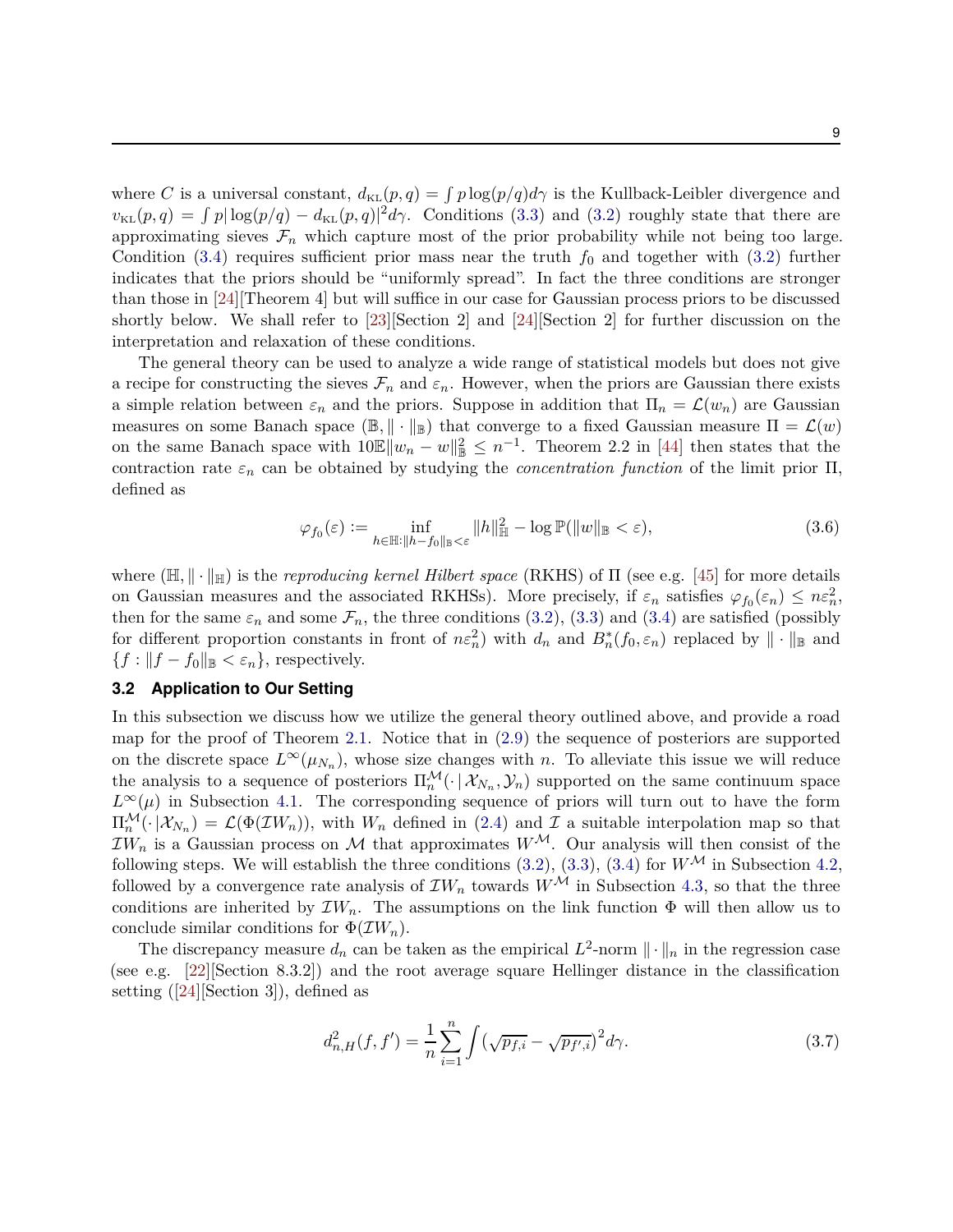where $C$ is a universal constant, $d_{\mathrm{KL}}(p,q) = \int p \log(p/q) d\gamma$ is the Kullback-Leibler divergence and $v_{\mathrm{KL}}(p,q) = \int p|\log(p/q) - d_{\mathrm{KL}}(p,q)|^2 d\gamma$. Conditions (3.3) and (3.2) roughly state that there are approximating sieves $\mathcal{F}_n$ which capture most of the prior probability while not being too large. Condition (3.4) requires sufficient prior mass near the truth $f_0$ and together with (3.2) further indicates that the priors should be "uniformly spread". In fact the three conditions are stronger than those in [24][Theorem 4] but will suffice in our case for Gaussian process priors to be discussed shortly below. We shall refer to [23][Section 2] and [24][Section 2] for further discussion on the interpretation and relaxation of these conditions.

The general theory can be used to analyze a wide range of statistical models but does not give a recipe for constructing the sieves $\mathcal{F}_n$ and $\varepsilon_n$. However, when the priors are Gaussian there exists a simple relation between $\varepsilon_n$ and the priors. Suppose in addition that $\Pi_n = \mathcal{L}(w_n)$ are Gaussian measures on some Banach space $(\mathbb{B}, \|\cdot\|_{\mathbb{B}})$ that converge to a fixed Gaussian measure $\Pi = \mathcal{L}(w)$ on the same Banach space with $10\mathbb{E}\|w_n - w\|_{\mathbb{B}}^2 \leq n^{-1}$. Theorem 2.2 in [44] then states that the contraction rate $\varepsilon_n$ can be obtained by studying the *concentration function* of the limit prior $\Pi$, defined as

$$
\varphi_{f_0}(\varepsilon) := \inf_{h \in \mathbb{H}: \|h - f_0\|_{\mathbb{B}} < \varepsilon} \|h\|_{\mathbb{H}}^2 - \log \mathbb{P}(\|w\|_{\mathbb{B}} < \varepsilon), \tag{3.6}
$$

where $(\mathbb{H}, \|\cdot\|_{\mathbb{H}})$ is the *reproducing kernel Hilbert space* (RKHS) of $\Pi$ (see e.g. [45] for more details on Gaussian measures and the associated RKHSs). More precisely, if $\varepsilon_n$ satisfies $\varphi_{f_0}(\varepsilon_n) \leq n\varepsilon_n^2$, then for the same $\varepsilon_n$ and some $\mathcal{F}_n$, the three conditions (3.2), (3.3) and (3.4) are satisfied (possibly for different proportion constants in front of $n\varepsilon_n^2$) with $d_n$ and $B_n^*(f_0, \varepsilon_n)$ replaced by $\|\cdot\|_{\mathbb{B}}$ and $\{f : \|f - f_0\|_{\mathbb{B}} < \varepsilon_n\}$, respectively.

### 3.2 Application to Our Setting

In this subsection we discuss how we utilize the general theory outlined above, and provide a road map for the proof of Theorem 2.1. Notice that in (2.9) the sequence of posteriors are supported on the discrete space $L^\infty(\mu_{N_n})$, whose size changes with $n$. To alleviate this issue we will reduce the analysis to a sequence of posteriors $\Pi_n^{\mathcal{M}}(\cdot \,|\, \mathcal{X}_{N_n}, \mathcal{Y}_n)$ supported on the same continuum space $L^\infty(\mu)$ in Subsection 4.1. The corresponding sequence of priors will turn out to have the form $\Pi_n^{\mathcal{M}}(\cdot|\mathcal{X}_{N_n}) = \mathcal{L}(\Phi(\mathcal{I}W_n))$, with $W_n$ defined in (2.4) and $\mathcal{I}$ a suitable interpolation map so that $\mathcal{I}W_n$ is a Gaussian process on $\mathcal{M}$ that approximates $W^{\mathcal{M}}$. Our analysis will then consist of the following steps. We will establish the three conditions (3.2), (3.3), (3.4) for $W^{\mathcal{M}}$ in Subsection 4.2, followed by a convergence rate analysis of $\mathcal{I}W_n$ towards $W^{\mathcal{M}}$ in Subsection 4.3, so that the three conditions are inherited by $\mathcal{I}W_n$. The assumptions on the link function $\Phi$ will then allow us to conclude similar conditions for $\Phi(\mathcal{I}W_n)$.

The discrepancy measure $d_n$ can be taken as the empirical $L^2$-norm $\|\cdot\|_n$ in the regression case (see e.g. [22][Section 8.3.2]) and the root average square Hellinger distance in the classification setting ([24][Section 3]), defined as

$$
d_{n,H}^2(f, f') = \frac{1}{n} \sum_{i=1}^{n} \int \left(\sqrt{p_{f,i}} - \sqrt{p_{f',i}}\right)^2 d\gamma. \tag{3.7}
$$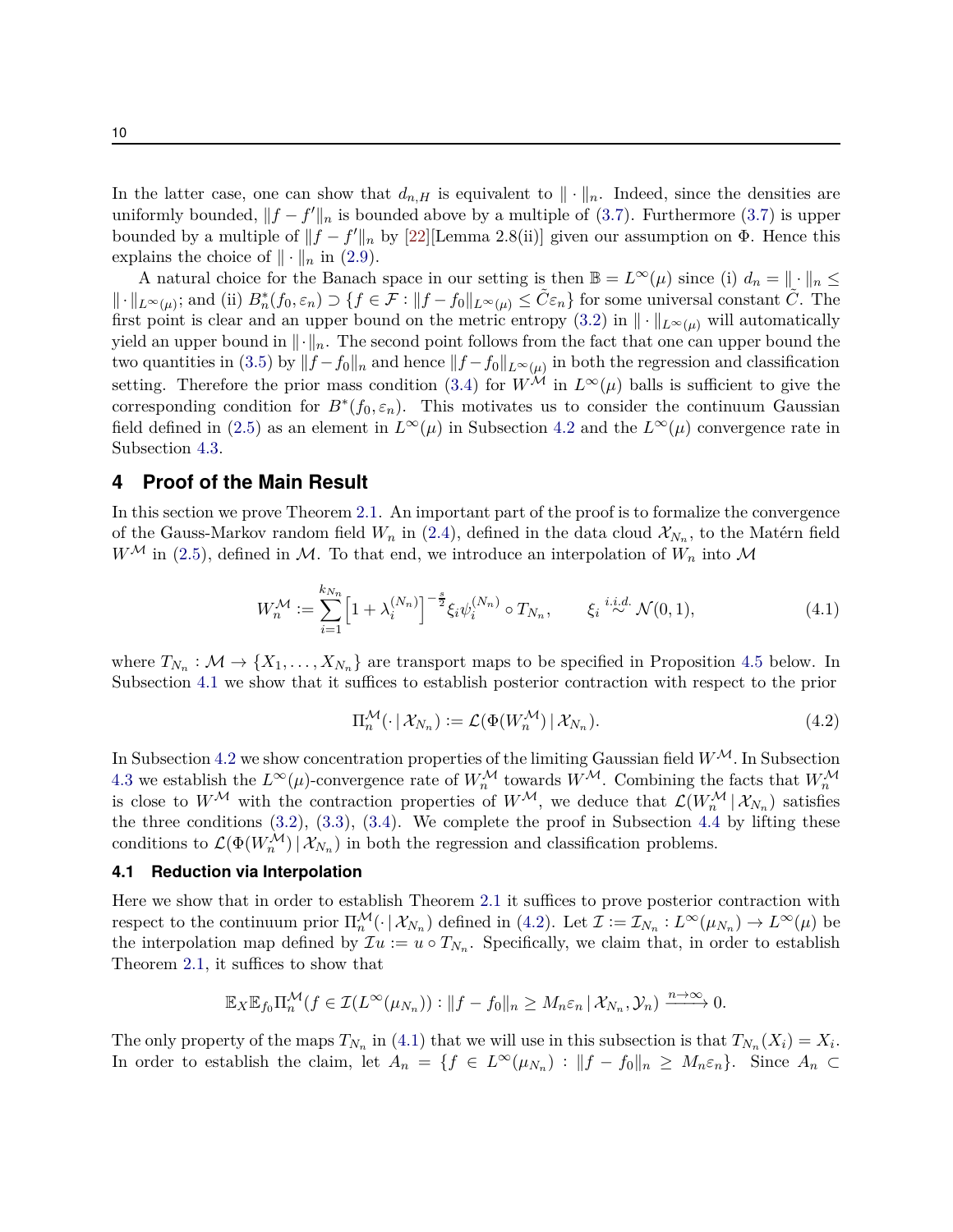In the latter case, one can show that $d_{n,H}$ is equivalent to $\|\cdot\|_n$. Indeed, since the densities are uniformly bounded, $\|f - f'\|_n$ is bounded above by a multiple of (3.7). Furthermore (3.7) is upper bounded by a multiple of $\|f - f'\|_n$ by [22][Lemma 2.8(ii)] given our assumption on $\Phi$. Hence this explains the choice of $\|\cdot\|_n$ in (2.9).

A natural choice for the Banach space in our setting is then $\mathbb{B} = L^\infty(\mu)$ since (i) $d_n = \|\cdot\|_n \leq \|\cdot\|_{L^\infty(\mu)}$; and (ii) $B_n^*(f_0, \varepsilon_n) \supset \{f \in \mathcal{F} : \|f - f_0\|_{L^\infty(\mu)} \leq \tilde{C}\varepsilon_n\}$ for some universal constant $\tilde{C}$. The first point is clear and an upper bound on the metric entropy (3.2) in $\|\cdot\|_{L^\infty(\mu)}$ will automatically yield an upper bound in $\|\cdot\|_n$. The second point follows from the fact that one can upper bound the two quantities in (3.5) by $\|f - f_0\|_n$ and hence $\|f - f_0\|_{L^\infty(\mu)}$ in both the regression and classification setting. Therefore the prior mass condition (3.4) for $W^{\mathcal{M}}$ in $L^\infty(\mu)$ balls is sufficient to give the corresponding condition for $B^*(f_0, \varepsilon_n)$. This motivates us to consider the continuum Gaussian field defined in (2.5) as an element in $L^\infty(\mu)$ in Subsection 4.2 and the $L^\infty(\mu)$ convergence rate in Subsection 4.3.

## 4 Proof of the Main Result

In this section we prove Theorem 2.1. An important part of the proof is to formalize the convergence of the Gauss-Markov random field $W_n$ in (2.4), defined in the data cloud $\mathcal{X}_{N_n}$, to the Matérn field $W^{\mathcal{M}}$ in (2.5), defined in $\mathcal{M}$. To that end, we introduce an interpolation of $W_n$ into $\mathcal{M}$

$$W_n^{\mathcal{M}} := \sum_{i=1}^{k_{N_n}} \left[1 + \lambda_i^{(N_n)}\right]^{-\frac{s}{2}} \xi_i \psi_i^{(N_n)} \circ T_{N_n}, \qquad \xi_i \overset{i.i.d.}{\sim} \mathcal{N}(0,1), \tag{4.1}$$

where $T_{N_n} : \mathcal{M} \to \{X_1, \dots, X_{N_n}\}$ are transport maps to be specified in Proposition 4.5 below. In Subsection 4.1 we show that it suffices to establish posterior contraction with respect to the prior

$$\Pi_n^{\mathcal{M}}(\cdot \,|\, \mathcal{X}_{N_n}) := \mathcal{L}(\Phi(W_n^{\mathcal{M}}) \,|\, \mathcal{X}_{N_n}). \tag{4.2}$$

In Subsection 4.2 we show concentration properties of the limiting Gaussian field $W^{\mathcal{M}}$. In Subsection 4.3 we establish the $L^\infty(\mu)$-convergence rate of $W_n^{\mathcal{M}}$ towards $W^{\mathcal{M}}$. Combining the facts that $W_n^{\mathcal{M}}$ is close to $W^{\mathcal{M}}$ with the contraction properties of $W^{\mathcal{M}}$, we deduce that $\mathcal{L}(W_n^{\mathcal{M}} \,|\, \mathcal{X}_{N_n})$ satisfies the three conditions (3.2), (3.3), (3.4). We complete the proof in Subsection 4.4 by lifting these conditions to $\mathcal{L}(\Phi(W_n^{\mathcal{M}}) \,|\, \mathcal{X}_{N_n})$ in both the regression and classification problems.

### 4.1 Reduction via Interpolation

Here we show that in order to establish Theorem 2.1 it suffices to prove posterior contraction with respect to the continuum prior $\Pi_n^{\mathcal{M}}(\cdot \,|\, \mathcal{X}_{N_n})$ defined in (4.2). Let $\mathcal{I} := \mathcal{I}_{N_n} : L^\infty(\mu_{N_n}) \to L^\infty(\mu)$ be the interpolation map defined by $\mathcal{I}u := u \circ T_{N_n}$. Specifically, we claim that, in order to establish Theorem 2.1, it suffices to show that

$$\mathbb{E}_X \mathbb{E}_{f_0} \Pi_n^{\mathcal{M}}(f \in \mathcal{I}(L^\infty(\mu_{N_n})) : \|f - f_0\|_n \geq M_n \varepsilon_n \,|\, \mathcal{X}_{N_n}, \mathcal{Y}_n) \xrightarrow{n \to \infty} 0.$$

The only property of the maps $T_{N_n}$ in (4.1) that we will use in this subsection is that $T_{N_n}(X_i) = X_i$. In order to establish the claim, let $A_n = \{f \in L^\infty(\mu_{N_n}) : \|f - f_0\|_n \geq M_n \varepsilon_n\}$. Since $A_n \subset$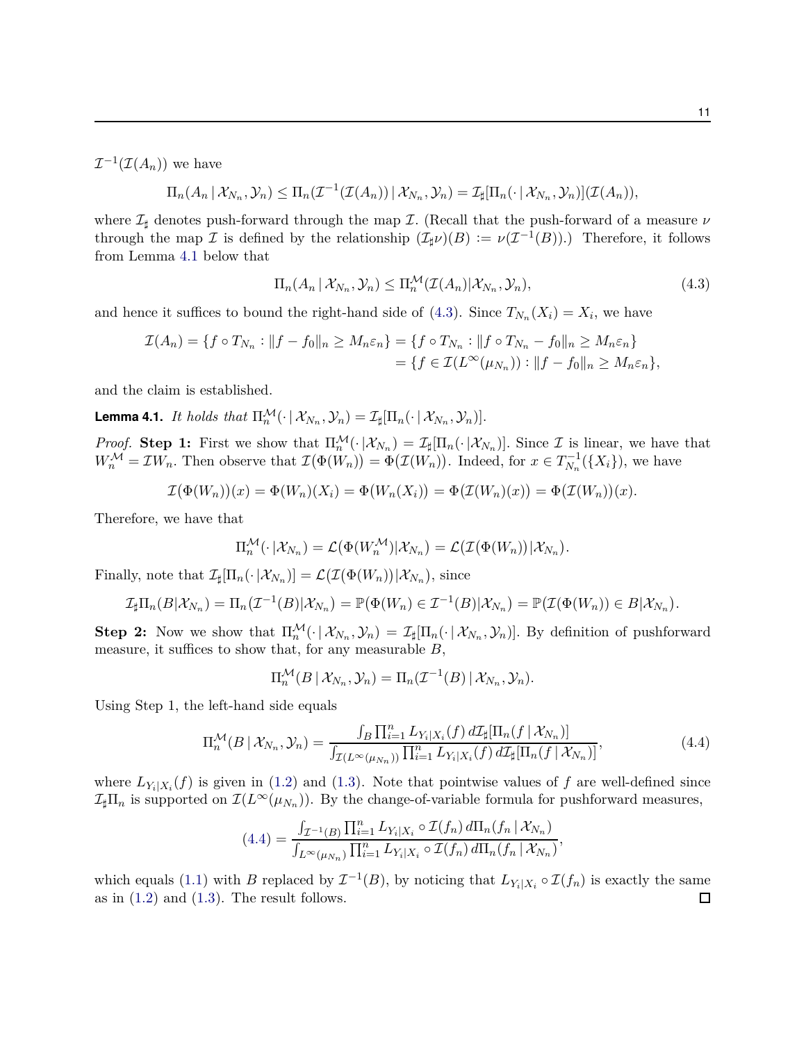$\mathcal{I}^{-1}(\mathcal{I}(A_n))$ we have

$$\Pi_n(A_n \,|\, \mathcal{X}_{N_n}, \mathcal{Y}_n) \le \Pi_n(\mathcal{I}^{-1}(\mathcal{I}(A_n)) \,|\, \mathcal{X}_{N_n}, \mathcal{Y}_n) = \mathcal{I}_\sharp[\Pi_n(\cdot \,|\, \mathcal{X}_{N_n}, \mathcal{Y}_n)](\mathcal{I}(A_n)),$$

where $\mathcal{I}_\sharp$ denotes push-forward through the map $\mathcal{I}$. (Recall that the push-forward of a measure $\nu$ through the map $\mathcal{I}$ is defined by the relationship $(\mathcal{I}_\sharp \nu)(B) := \nu(\mathcal{I}^{-1}(B))$.) Therefore, it follows from Lemma 4.1 below that

$$\Pi_n(A_n \,|\, \mathcal{X}_{N_n}, \mathcal{Y}_n) \le \Pi_n^{\mathcal{M}}(\mathcal{I}(A_n) | \mathcal{X}_{N_n}, \mathcal{Y}_n), \tag{4.3}$$

and hence it suffices to bound the right-hand side of (4.3). Since $T_{N_n}(X_i) = X_i$, we have

$$\begin{aligned}\mathcal{I}(A_n) = \{f \circ T_{N_n} : \|f - f_0\|_n \ge M_n \varepsilon_n\} &= \{f \circ T_{N_n} : \|f \circ T_{N_n} - f_0\|_n \ge M_n \varepsilon_n\} \\ &= \{f \in \mathcal{I}(L^\infty(\mu_{N_n})) : \|f - f_0\|_n \ge M_n \varepsilon_n\},\end{aligned}$$

and the claim is established.

**Lemma 4.1.** *It holds that* $\Pi_n^{\mathcal{M}}(\cdot \,|\, \mathcal{X}_{N_n}, \mathcal{Y}_n) = \mathcal{I}_\sharp[\Pi_n(\cdot \,|\, \mathcal{X}_{N_n}, \mathcal{Y}_n)]$.

*Proof.* **Step 1:** First we show that $\Pi_n^{\mathcal{M}}(\cdot \,|\mathcal{X}_{N_n}) = \mathcal{I}_\sharp[\Pi_n(\cdot \,|\mathcal{X}_{N_n})]$. Since $\mathcal{I}$ is linear, we have that $W_n^{\mathcal{M}} = \mathcal{I} W_n$. Then observe that $\mathcal{I}(\Phi(W_n)) = \Phi(\mathcal{I}(W_n))$. Indeed, for $x \in T_{N_n}^{-1}(\{X_i\})$, we have

$$\mathcal{I}(\Phi(W_n))(x) = \Phi(W_n)(X_i) = \Phi(W_n(X_i)) = \Phi(\mathcal{I}(W_n)(x)) = \Phi(\mathcal{I}(W_n))(x).$$

Therefore, we have that

$$\Pi_n^{\mathcal{M}}(\cdot \,|\mathcal{X}_{N_n}) = \mathcal{L}(\Phi(W_n^{\mathcal{M}})|\mathcal{X}_{N_n}) = \mathcal{L}(\mathcal{I}(\Phi(W_n))|\mathcal{X}_{N_n}).$$

Finally, note that $\mathcal{I}_\sharp[\Pi_n(\cdot \,|\mathcal{X}_{N_n})] = \mathcal{L}(\mathcal{I}(\Phi(W_n))|\mathcal{X}_{N_n})$, since

$$\mathcal{I}_\sharp \Pi_n(B|\mathcal{X}_{N_n}) = \Pi_n(\mathcal{I}^{-1}(B)|\mathcal{X}_{N_n}) = \mathbb{P}(\Phi(W_n) \in \mathcal{I}^{-1}(B)|\mathcal{X}_{N_n}) = \mathbb{P}(\mathcal{I}(\Phi(W_n)) \in B|\mathcal{X}_{N_n}).$$

**Step 2:** Now we show that $\Pi_n^{\mathcal{M}}(\cdot \,|\, \mathcal{X}_{N_n}, \mathcal{Y}_n) = \mathcal{I}_\sharp[\Pi_n(\cdot \,|\, \mathcal{X}_{N_n}, \mathcal{Y}_n)]$. By definition of pushforward measure, it suffices to show that, for any measurable $B$,

$$\Pi_n^{\mathcal{M}}(B \,|\, \mathcal{X}_{N_n}, \mathcal{Y}_n) = \Pi_n(\mathcal{I}^{-1}(B) \,|\, \mathcal{X}_{N_n}, \mathcal{Y}_n).$$

Using Step 1, the left-hand side equals

$$\Pi_n^{\mathcal{M}}(B \,|\, \mathcal{X}_{N_n}, \mathcal{Y}_n) = \frac{\int_B \prod_{i=1}^n L_{Y_i|X_i}(f)\, d\mathcal{I}_\sharp[\Pi_n(f \,|\, \mathcal{X}_{N_n})]}{\int_{\mathcal{I}(L^\infty(\mu_{N_n}))} \prod_{i=1}^n L_{Y_i|X_i}(f)\, d\mathcal{I}_\sharp[\Pi_n(f \,|\, \mathcal{X}_{N_n})]}, \tag{4.4}$$

where $L_{Y_i|X_i}(f)$ is given in (1.2) and (1.3). Note that pointwise values of $f$ are well-defined since $\mathcal{I}_\sharp \Pi_n$ is supported on $\mathcal{I}(L^\infty(\mu_{N_n}))$. By the change-of-variable formula for pushforward measures,

$$(4.4) = \frac{\int_{\mathcal{I}^{-1}(B)} \prod_{i=1}^n L_{Y_i|X_i} \circ \mathcal{I}(f_n)\, d\Pi_n(f_n \,|\, \mathcal{X}_{N_n})}{\int_{L^\infty(\mu_{N_n})} \prod_{i=1}^n L_{Y_i|X_i} \circ \mathcal{I}(f_n)\, d\Pi_n(f_n \,|\, \mathcal{X}_{N_n})},$$

which equals (1.1) with $B$ replaced by $\mathcal{I}^{-1}(B)$, by noticing that $L_{Y_i|X_i} \circ \mathcal{I}(f_n)$ is exactly the same as in (1.2) and (1.3). The result follows. ◻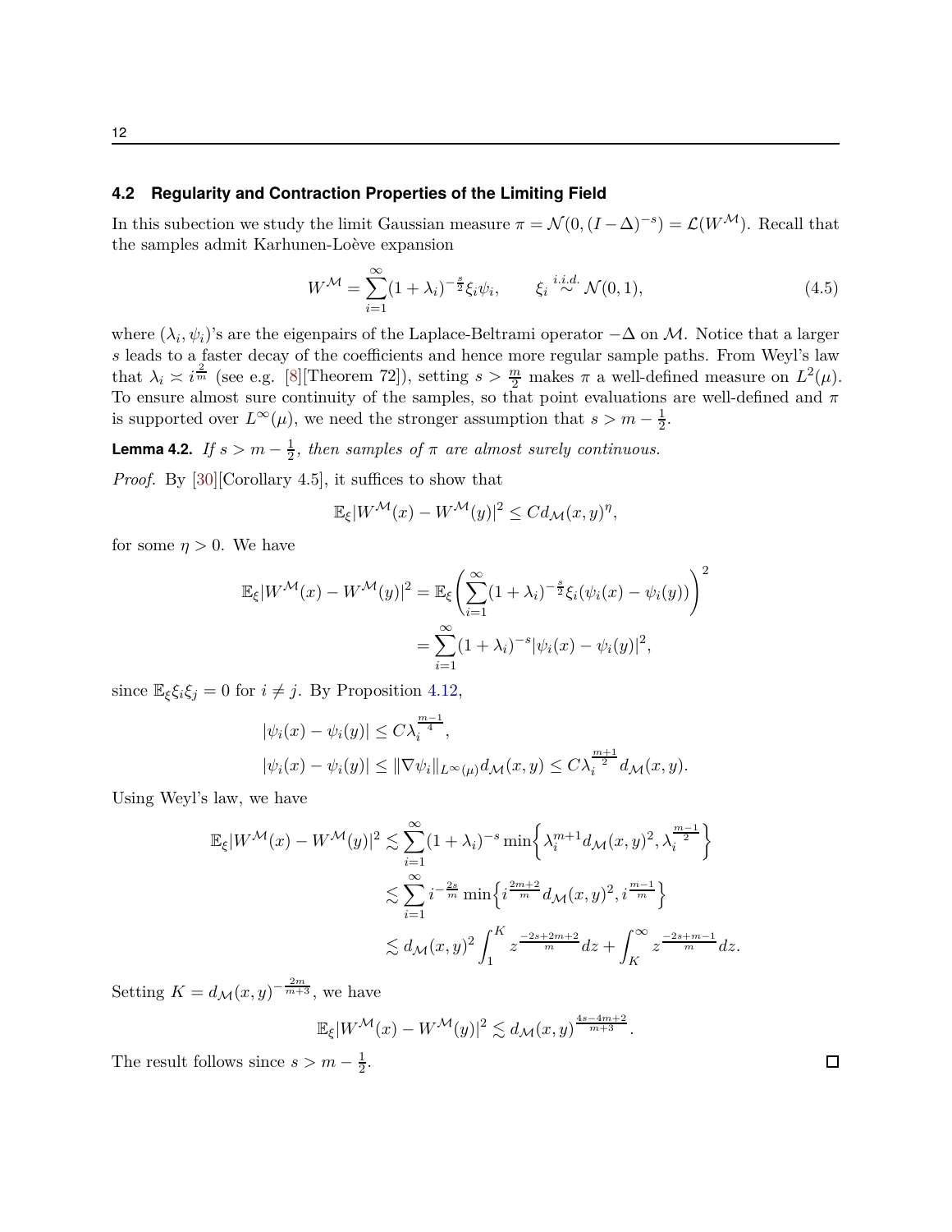### 4.2 Regularity and Contraction Properties of the Limiting Field

In this subection we study the limit Gaussian measure $\pi = \mathcal{N}(0, (I-\Delta)^{-s}) = \mathcal{L}(W^{\mathcal{M}})$. Recall that the samples admit Karhunen-Loève expansion

$$W^{\mathcal{M}} = \sum_{i=1}^{\infty} (1+\lambda_i)^{-\frac{s}{2}} \xi_i \psi_i, \qquad \xi_i \overset{i.i.d.}{\sim} \mathcal{N}(0,1), \tag{4.5}$$

where $(\lambda_i, \psi_i)$'s are the eigenpairs of the Laplace-Beltrami operator $-\Delta$ on $\mathcal{M}$. Notice that a larger $s$ leads to a faster decay of the coefficients and hence more regular sample paths. From Weyl's law that $\lambda_i \asymp i^{\frac{2}{m}}$ (see e.g. [8][Theorem 72]), setting $s > \frac{m}{2}$ makes $\pi$ a well-defined measure on $L^2(\mu)$. To ensure almost sure continuity of the samples, so that point evaluations are well-defined and $\pi$ is supported over $L^\infty(\mu)$, we need the stronger assumption that $s > m - \frac{1}{2}$.

**Lemma 4.2.** *If $s > m - \frac{1}{2}$, then samples of $\pi$ are almost surely continuous.*

*Proof.* By [30][Corollary 4.5], it suffices to show that

$$\mathbb{E}_\xi |W^{\mathcal{M}}(x) - W^{\mathcal{M}}(y)|^2 \leq C d_{\mathcal{M}}(x,y)^\eta,$$

for some $\eta > 0$. We have

$$\begin{aligned}
\mathbb{E}_\xi |W^{\mathcal{M}}(x) - W^{\mathcal{M}}(y)|^2 &= \mathbb{E}_\xi \left( \sum_{i=1}^{\infty} (1+\lambda_i)^{-\frac{s}{2}} \xi_i (\psi_i(x) - \psi_i(y)) \right)^2 \\
&= \sum_{i=1}^{\infty} (1+\lambda_i)^{-s} |\psi_i(x) - \psi_i(y)|^2,
\end{aligned}$$

since $\mathbb{E}_\xi \xi_i \xi_j = 0$ for $i \neq j$. By Proposition 4.12,

$$\begin{aligned}
&|\psi_i(x) - \psi_i(y)| \leq C \lambda_i^{\frac{m-1}{4}}, \\
&|\psi_i(x) - \psi_i(y)| \leq \|\nabla \psi_i\|_{L^\infty(\mu)} d_{\mathcal{M}}(x,y) \leq C \lambda_i^{\frac{m+1}{2}} d_{\mathcal{M}}(x,y).
\end{aligned}$$

Using Weyl's law, we have

$$\begin{aligned}
\mathbb{E}_\xi |W^{\mathcal{M}}(x) - W^{\mathcal{M}}(y)|^2 &\lesssim \sum_{i=1}^{\infty} (1+\lambda_i)^{-s} \min\left\{ \lambda_i^{m+1} d_{\mathcal{M}}(x,y)^2, \lambda_i^{\frac{m-1}{2}} \right\} \\
&\lesssim \sum_{i=1}^{\infty} i^{-\frac{2s}{m}} \min\left\{ i^{\frac{2m+2}{m}} d_{\mathcal{M}}(x,y)^2, i^{\frac{m-1}{m}} \right\} \\
&\lesssim d_{\mathcal{M}}(x,y)^2 \int_1^K z^{\frac{-2s+2m+2}{m}} dz + \int_K^\infty z^{\frac{-2s+m-1}{m}} dz.
\end{aligned}$$

Setting $K = d_{\mathcal{M}}(x,y)^{-\frac{2m}{m+3}}$, we have

$$\mathbb{E}_\xi |W^{\mathcal{M}}(x) - W^{\mathcal{M}}(y)|^2 \lesssim d_{\mathcal{M}}(x,y)^{\frac{4s-4m+2}{m+3}}.$$

The result follows since $s > m - \frac{1}{2}$. $\square$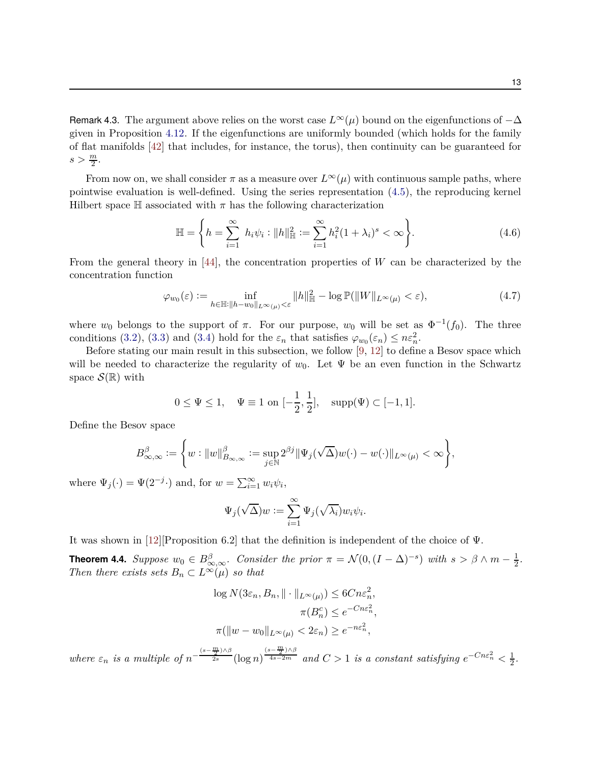Remark 4.3. The argument above relies on the worst case $L^\infty(\mu)$ bound on the eigenfunctions of $-\Delta$ given in Proposition 4.12. If the eigenfunctions are uniformly bounded (which holds for the family of flat manifolds [42] that includes, for instance, the torus), then continuity can be guaranteed for $s > \frac{m}{2}$.

From now on, we shall consider $\pi$ as a measure over $L^\infty(\mu)$ with continuous sample paths, where pointwise evaluation is well-defined. Using the series representation (4.5), the reproducing kernel Hilbert space $\mathbb{H}$ associated with $\pi$ has the following characterization

$$\mathbb{H} = \left\{ h = \sum_{i=1}^{\infty} h_i \psi_i : \|h\|_{\mathbb{H}}^2 := \sum_{i=1}^{\infty} h_i^2 (1+\lambda_i)^s < \infty \right\}. \tag{4.6}$$

From the general theory in [44], the concentration properties of $W$ can be characterized by the concentration function

$$\varphi_{w_0}(\varepsilon) := \inf_{h \in \mathbb{H}: \|h - w_0\|_{L^\infty(\mu)} < \varepsilon} \|h\|_{\mathbb{H}}^2 - \log \mathbb{P}(\|W\|_{L^\infty(\mu)} < \varepsilon), \tag{4.7}$$

where $w_0$ belongs to the support of $\pi$. For our purpose, $w_0$ will be set as $\Phi^{-1}(f_0)$. The three conditions (3.2), (3.3) and (3.4) hold for the $\varepsilon_n$ that satisfies $\varphi_{w_0}(\varepsilon_n) \le n\varepsilon_n^2$.

Before stating our main result in this subsection, we follow [9, 12] to define a Besov space which will be needed to characterize the regularity of $w_0$. Let $\Psi$ be an even function in the Schwartz space $\mathcal{S}(\mathbb{R})$ with

$$0 \le \Psi \le 1, \quad \Psi \equiv 1 \text{ on } [-\frac{1}{2}, \frac{1}{2}], \quad \operatorname{supp}(\Psi) \subset [-1, 1].$$

Define the Besov space

$$B^\beta_{\infty,\infty} := \left\{ w : \|w\|^\beta_{B_{\infty,\infty}} := \sup_{j \in \mathbb{N}} 2^{\beta j} \|\Psi_j(\sqrt{\Delta}) w(\cdot) - w(\cdot)\|_{L^\infty(\mu)} < \infty \right\},$$

where $\Psi_j(\cdot) = \Psi(2^{-j}\cdot)$ and, for $w = \sum_{i=1}^\infty w_i \psi_i$,

$$\Psi_j(\sqrt{\Delta}) w := \sum_{i=1}^{\infty} \Psi_j(\sqrt{\lambda_i}) w_i \psi_i.$$

It was shown in [12][Proposition 6.2] that the definition is independent of the choice of $\Psi$.

**Theorem 4.4.** *Suppose $w_0 \in B^\beta_{\infty,\infty}$. Consider the prior $\pi = \mathcal{N}(0, (I-\Delta)^{-s})$ with $s > \beta \wedge m - \frac{1}{2}$. Then there exists sets $B_n \subset L^\infty(\mu)$ so that*

$$\log N(3\varepsilon_n, B_n, \|\cdot\|_{L^\infty(\mu)}) \le 6Cn\varepsilon_n^2,$$
$$\pi(B_n^c) \le e^{-Cn\varepsilon_n^2},$$
$$\pi(\|w - w_0\|_{L^\infty(\mu)} < 2\varepsilon_n) \ge e^{-n\varepsilon_n^2},$$

*where $\varepsilon_n$ is a multiple of $n^{-\frac{(s-\frac{m}{2})\wedge\beta}{2s}} (\log n)^{\frac{(s-\frac{m}{2})\wedge\beta}{4s-2m}}$ and $C > 1$ is a constant satisfying $e^{-Cn\varepsilon_n^2} < \frac{1}{2}$.*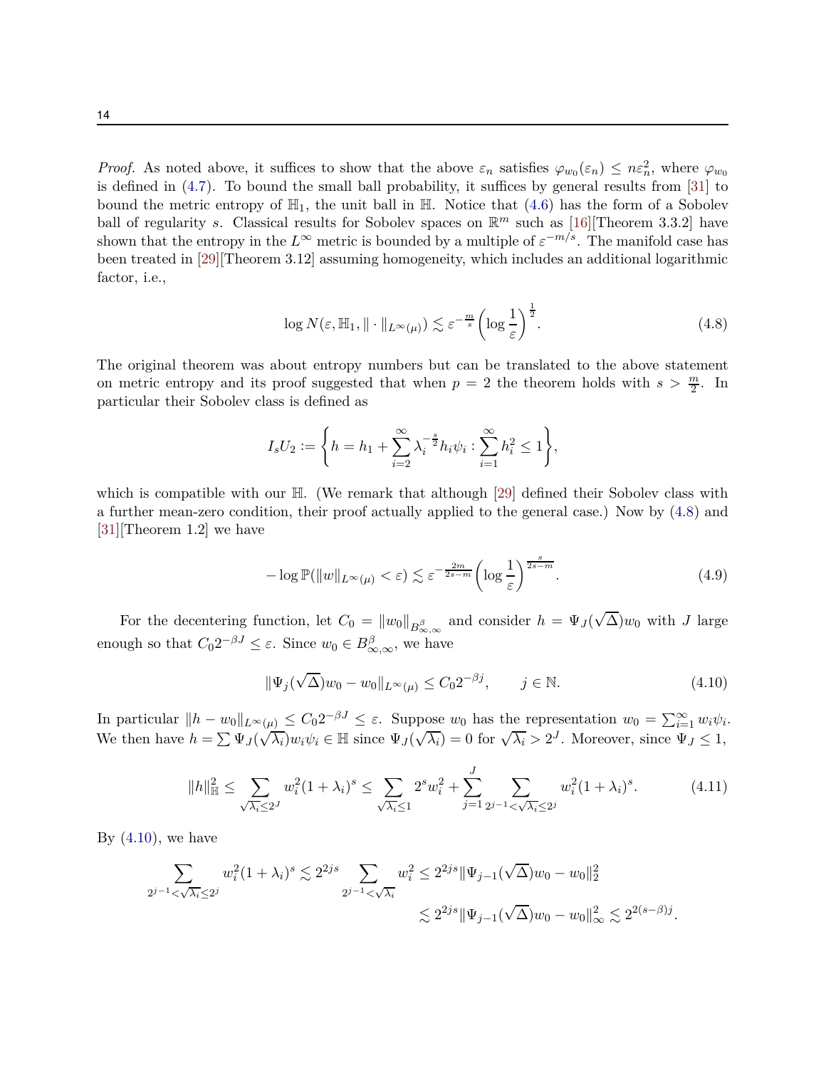*Proof.* As noted above, it suffices to show that the above $\varepsilon_n$ satisfies $\varphi_{w_0}(\varepsilon_n) \le n\varepsilon_n^2$, where $\varphi_{w_0}$ is defined in (4.7). To bound the small ball probability, it suffices by general results from [31] to bound the metric entropy of $\mathbb{H}_1$, the unit ball in $\mathbb{H}$. Notice that (4.6) has the form of a Sobolev ball of regularity $s$. Classical results for Sobolev spaces on $\mathbb{R}^m$ such as [16][Theorem 3.3.2] have shown that the entropy in the $L^\infty$ metric is bounded by a multiple of $\varepsilon^{-m/s}$. The manifold case has been treated in [29][Theorem 3.12] assuming homogeneity, which includes an additional logarithmic factor, i.e.,

$$\log N(\varepsilon, \mathbb{H}_1, \|\cdot\|_{L^\infty(\mu)}) \lesssim \varepsilon^{-\frac{m}{s}} \left(\log \frac{1}{\varepsilon}\right)^{\frac{1}{2}}. \tag{4.8}$$

The original theorem was about entropy numbers but can be translated to the above statement on metric entropy and its proof suggested that when $p = 2$ the theorem holds with $s > \frac{m}{2}$. In particular their Sobolev class is defined as

$$I_s U_2 := \left\{ h = h_1 + \sum_{i=2}^{\infty} \lambda_i^{-\frac{s}{2}} h_i \psi_i : \sum_{i=1}^{\infty} h_i^2 \le 1 \right\},$$

which is compatible with our $\mathbb{H}$. (We remark that although [29] defined their Sobolev class with a further mean-zero condition, their proof actually applied to the general case.) Now by (4.8) and [31][Theorem 1.2] we have

$$-\log \mathbb{P}(\|w\|_{L^\infty(\mu)} < \varepsilon) \lesssim \varepsilon^{-\frac{2m}{2s-m}} \left(\log \frac{1}{\varepsilon}\right)^{\frac{s}{2s-m}}. \tag{4.9}$$

For the decentering function, let $C_0 = \|w_0\|_{B^\beta_{\infty,\infty}}$ and consider $h = \Psi_J(\sqrt{\Delta})w_0$ with $J$ large enough so that $C_0 2^{-\beta J} \le \varepsilon$. Since $w_0 \in B^\beta_{\infty,\infty}$, we have

$$\|\Psi_j(\sqrt{\Delta})w_0 - w_0\|_{L^\infty(\mu)} \le C_0 2^{-\beta j}, \qquad j \in \mathbb{N}. \tag{4.10}$$

In particular $\|h - w_0\|_{L^\infty(\mu)} \le C_0 2^{-\beta J} \le \varepsilon$. Suppose $w_0$ has the representation $w_0 = \sum_{i=1}^\infty w_i \psi_i$. We then have $h = \sum \Psi_J(\sqrt{\lambda_i}) w_i \psi_i \in \mathbb{H}$ since $\Psi_J(\sqrt{\lambda_i}) = 0$ for $\sqrt{\lambda_i} > 2^J$. Moreover, since $\Psi_J \le 1$,

$$\|h\|_{\mathbb{H}}^2 \le \sum_{\sqrt{\lambda_i} \le 2^J} w_i^2 (1+\lambda_i)^s \le \sum_{\sqrt{\lambda_i} \le 1} 2^s w_i^2 + \sum_{j=1}^{J} \sum_{2^{j-1} < \sqrt{\lambda_i} \le 2^j} w_i^2 (1+\lambda_i)^s. \tag{4.11}$$

By (4.10), we have

$$\begin{aligned}
\sum_{2^{j-1} < \sqrt{\lambda_i} \le 2^j} w_i^2 (1+\lambda_i)^s &\lesssim 2^{2js} \sum_{2^{j-1} < \sqrt{\lambda_i}} w_i^2 \le 2^{2js} \|\Psi_{j-1}(\sqrt{\Delta})w_0 - w_0\|_2^2 \\
&\lesssim 2^{2js} \|\Psi_{j-1}(\sqrt{\Delta})w_0 - w_0\|_\infty^2 \lesssim 2^{2(s-\beta)j}.
\end{aligned}$$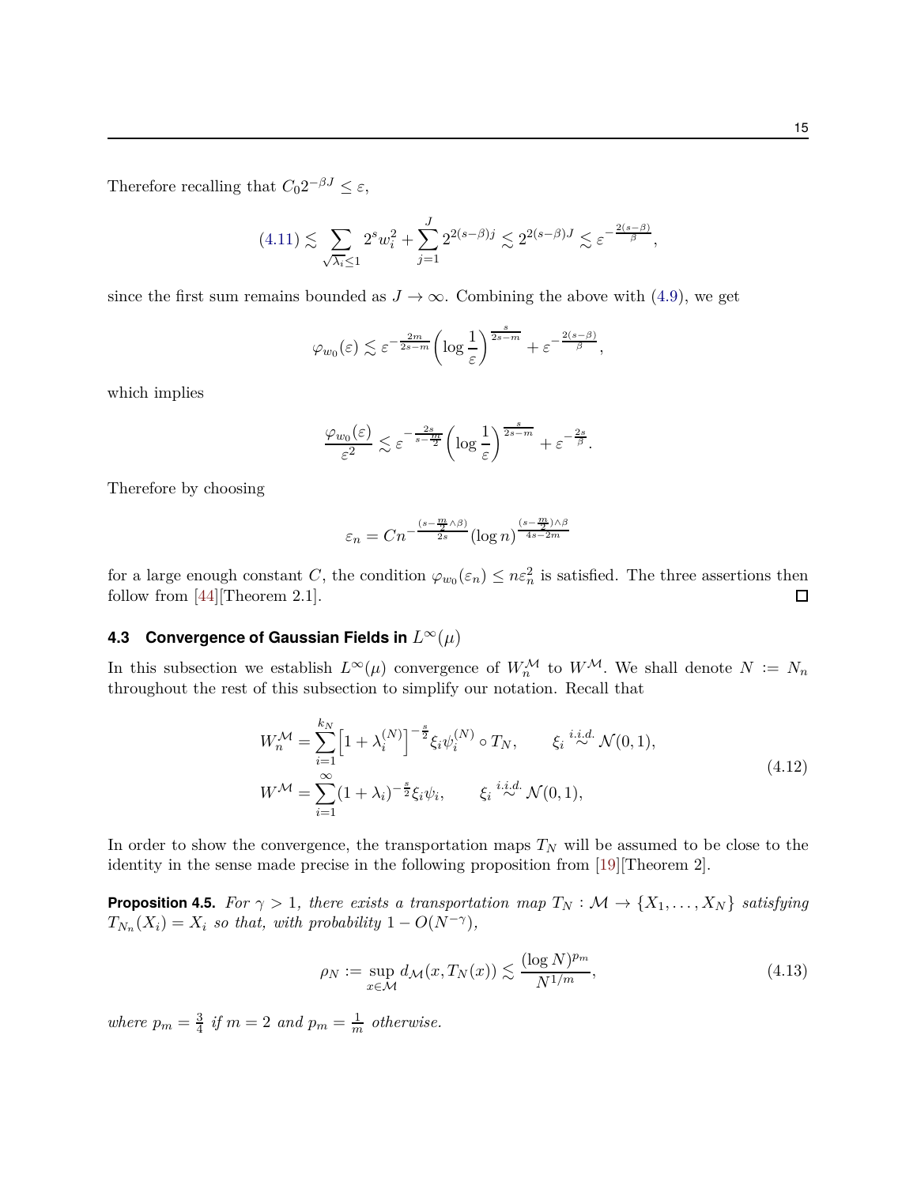Therefore recalling that $C_0 2^{-\beta J} \leq \varepsilon$,

$$
(4.11) \lesssim \sum_{\sqrt{\lambda_i} \leq 1} 2^s w_i^2 + \sum_{j=1}^{J} 2^{2(s-\beta)j} \lesssim 2^{2(s-\beta)J} \lesssim \varepsilon^{-\frac{2(s-\beta)}{\beta}},
$$

since the first sum remains bounded as $J \to \infty$. Combining the above with (4.9), we get

$$
\varphi_{w_0}(\varepsilon) \lesssim \varepsilon^{-\frac{2m}{2s-m}} \left( \log \frac{1}{\varepsilon} \right)^{\frac{s}{2s-m}} + \varepsilon^{-\frac{2(s-\beta)}{\beta}},
$$

which implies

$$
\frac{\varphi_{w_0}(\varepsilon)}{\varepsilon^2} \lesssim \varepsilon^{-\frac{2s}{s-\frac{m}{2}}} \left( \log \frac{1}{\varepsilon} \right)^{\frac{s}{2s-m}} + \varepsilon^{-\frac{2s}{\beta}}.
$$

Therefore by choosing

$$
\varepsilon_n = C n^{-\frac{(s-\frac{m}{2} \wedge \beta)}{2s}} (\log n)^{\frac{(s-\frac{m}{2}) \wedge \beta}{4s-2m}}
$$

for a large enough constant $C$, the condition $\varphi_{w_0}(\varepsilon_n) \leq n\varepsilon_n^2$ is satisfied. The three assertions then follow from [44][Theorem 2.1]. □

### 4.3 Convergence of Gaussian Fields in $L^\infty(\mu)$

In this subsection we establish $L^\infty(\mu)$ convergence of $W_n^{\mathcal{M}}$ to $W^{\mathcal{M}}$. We shall denote $N := N_n$ throughout the rest of this subsection to simplify our notation. Recall that

$$
\begin{aligned}
W_n^{\mathcal{M}} &= \sum_{i=1}^{k_N} \left[ 1 + \lambda_i^{(N)} \right]^{-\frac{s}{2}} \xi_i \psi_i^{(N)} \circ T_N, \qquad \xi_i \overset{i.i.d.}{\sim} \mathcal{N}(0,1), \\
W^{\mathcal{M}} &= \sum_{i=1}^{\infty} (1 + \lambda_i)^{-\frac{s}{2}} \xi_i \psi_i, \qquad \xi_i \overset{i.i.d.}{\sim} \mathcal{N}(0,1),
\end{aligned}
\tag{4.12}
$$

In order to show the convergence, the transportation maps $T_N$ will be assumed to be close to the identity in the sense made precise in the following proposition from [19][Theorem 2].

**Proposition 4.5.** *For $\gamma > 1$, there exists a transportation map $T_N : \mathcal{M} \to \{X_1, \ldots, X_N\}$ satisfying $T_{N_n}(X_i) = X_i$ so that, with probability $1 - O(N^{-\gamma})$,*

$$
\rho_N := \sup_{x \in \mathcal{M}} d_{\mathcal{M}}(x, T_N(x)) \lesssim \frac{(\log N)^{p_m}}{N^{1/m}},
\tag{4.13}
$$

*where $p_m = \frac{3}{4}$ if $m = 2$ and $p_m = \frac{1}{m}$ otherwise.*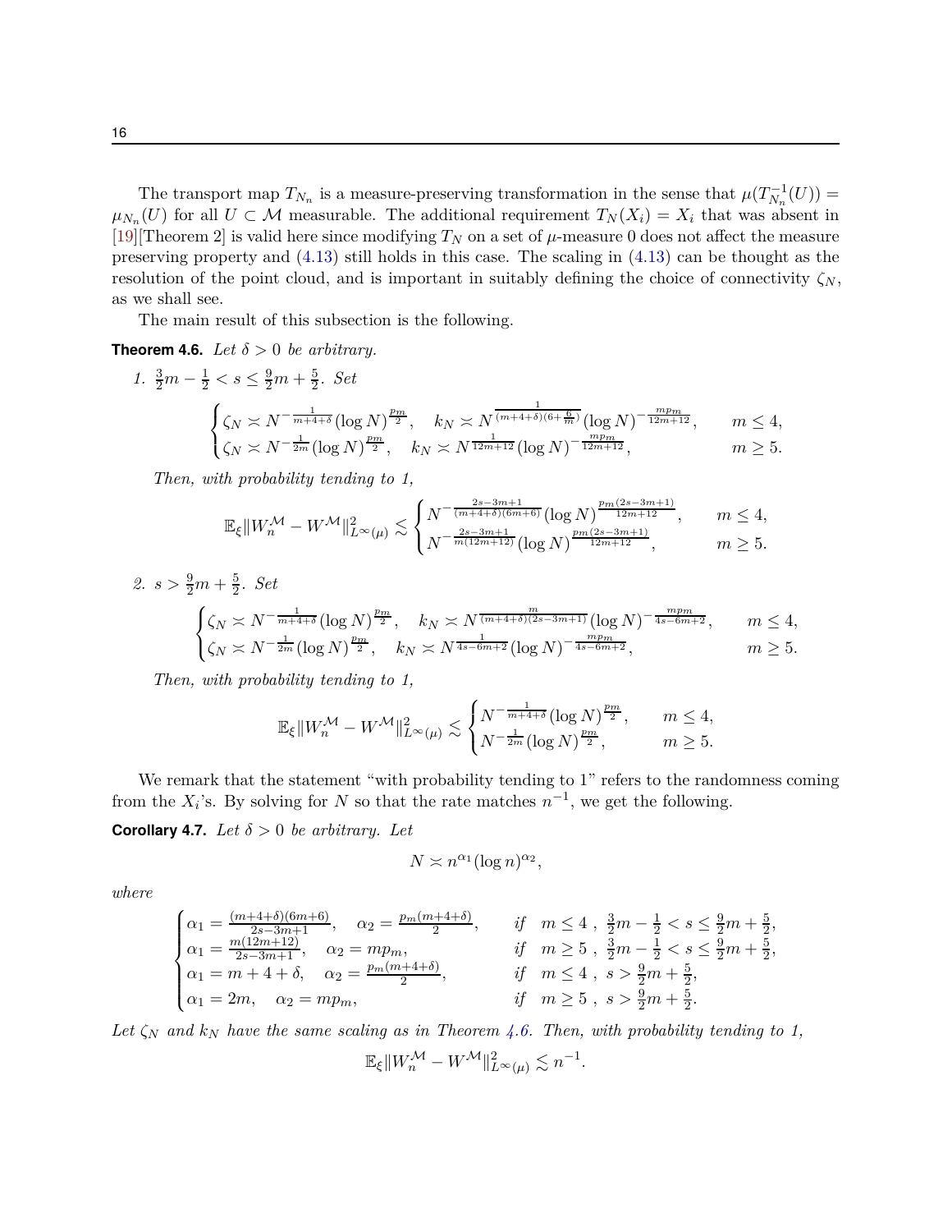The transport map $T_{N_n}$ is a measure-preserving transformation in the sense that $\mu(T_{N_n}^{-1}(U)) = \mu_{N_n}(U)$ for all $U \subset \mathcal{M}$ measurable. The additional requirement $T_N(X_i) = X_i$ that was absent in [19][Theorem 2] is valid here since modifying $T_N$ on a set of $\mu$-measure 0 does not affect the measure preserving property and (4.13) still holds in this case. The scaling in (4.13) can be thought as the resolution of the point cloud, and is important in suitably defining the choice of connectivity $\zeta_N$, as we shall see.

The main result of this subsection is the following.

**Theorem 4.6.** *Let $\delta > 0$ be arbitrary.*

1. $\frac{3}{2}m - \frac{1}{2} < s \le \frac{9}{2}m + \frac{5}{2}$. *Set*

$$
\begin{cases}
\zeta_N \asymp N^{-\frac{1}{m+4+\delta}} (\log N)^{\frac{p_m}{2}}, \quad k_N \asymp N^{\frac{1}{(m+4+\delta)(6+\frac{6}{m})}} (\log N)^{-\frac{mp_m}{12m+12}}, & m \le 4, \\
\zeta_N \asymp N^{-\frac{1}{2m}} (\log N)^{\frac{p_m}{2}}, \quad k_N \asymp N^{\frac{1}{12m+12}} (\log N)^{-\frac{mp_m}{12m+12}}, & m \ge 5.
\end{cases}
$$

*Then, with probability tending to 1,*

$$
\mathbb{E}_\xi \| W_n^{\mathcal{M}} - W^{\mathcal{M}} \|^2_{L^\infty(\mu)} \lesssim
\begin{cases}
N^{-\frac{2s-3m+1}{(m+4+\delta)(6m+6)}} (\log N)^{\frac{p_m(2s-3m+1)}{12m+12}}, & m \le 4, \\
N^{-\frac{2s-3m+1}{m(12m+12)}} (\log N)^{\frac{p_m(2s-3m+1)}{12m+12}}, & m \ge 5.
\end{cases}
$$

2. $s > \frac{9}{2}m + \frac{5}{2}$. *Set*

$$
\begin{cases}
\zeta_N \asymp N^{-\frac{1}{m+4+\delta}} (\log N)^{\frac{p_m}{2}}, \quad k_N \asymp N^{\frac{m}{(m+4+\delta)(2s-3m+1)}} (\log N)^{-\frac{mp_m}{4s-6m+2}}, & m \le 4, \\
\zeta_N \asymp N^{-\frac{1}{2m}} (\log N)^{\frac{p_m}{2}}, \quad k_N \asymp N^{\frac{1}{4s-6m+2}} (\log N)^{-\frac{mp_m}{4s-6m+2}}, & m \ge 5.
\end{cases}
$$

*Then, with probability tending to 1,*

$$
\mathbb{E}_\xi \| W_n^{\mathcal{M}} - W^{\mathcal{M}} \|^2_{L^\infty(\mu)} \lesssim
\begin{cases}
N^{-\frac{1}{m+4+\delta}} (\log N)^{\frac{p_m}{2}}, & m \le 4, \\
N^{-\frac{1}{2m}} (\log N)^{\frac{p_m}{2}}, & m \ge 5.
\end{cases}
$$

We remark that the statement "with probability tending to 1" refers to the randomness coming from the $X_i$'s. By solving for $N$ so that the rate matches $n^{-1}$, we get the following.

**Corollary 4.7.** *Let $\delta > 0$ be arbitrary. Let*

$$
N \asymp n^{\alpha_1} (\log n)^{\alpha_2},
$$

*where*

$$
\begin{cases}
\alpha_1 = \frac{(m+4+\delta)(6m+6)}{2s-3m+1}, \quad \alpha_2 = \frac{p_m(m+4+\delta)}{2}, & \text{if} \quad m \le 4 \ , \ \frac{3}{2}m - \frac{1}{2} < s \le \frac{9}{2}m + \frac{5}{2}, \\
\alpha_1 = \frac{m(12m+12)}{2s-3m+1}, \quad \alpha_2 = mp_m, & \text{if} \quad m \ge 5 \ , \ \frac{3}{2}m - \frac{1}{2} < s \le \frac{9}{2}m + \frac{5}{2}, \\
\alpha_1 = m + 4 + \delta, \quad \alpha_2 = \frac{p_m(m+4+\delta)}{2}, & \text{if} \quad m \le 4 \ , \ s > \frac{9}{2}m + \frac{5}{2}, \\
\alpha_1 = 2m, \quad \alpha_2 = mp_m, & \text{if} \quad m \ge 5 \ , \ s > \frac{9}{2}m + \frac{5}{2}.
\end{cases}
$$

*Let $\zeta_N$ and $k_N$ have the same scaling as in Theorem 4.6. Then, with probability tending to 1,*

$$
\mathbb{E}_\xi \| W_n^{\mathcal{M}} - W^{\mathcal{M}} \|^2_{L^\infty(\mu)} \lesssim n^{-1}.
$$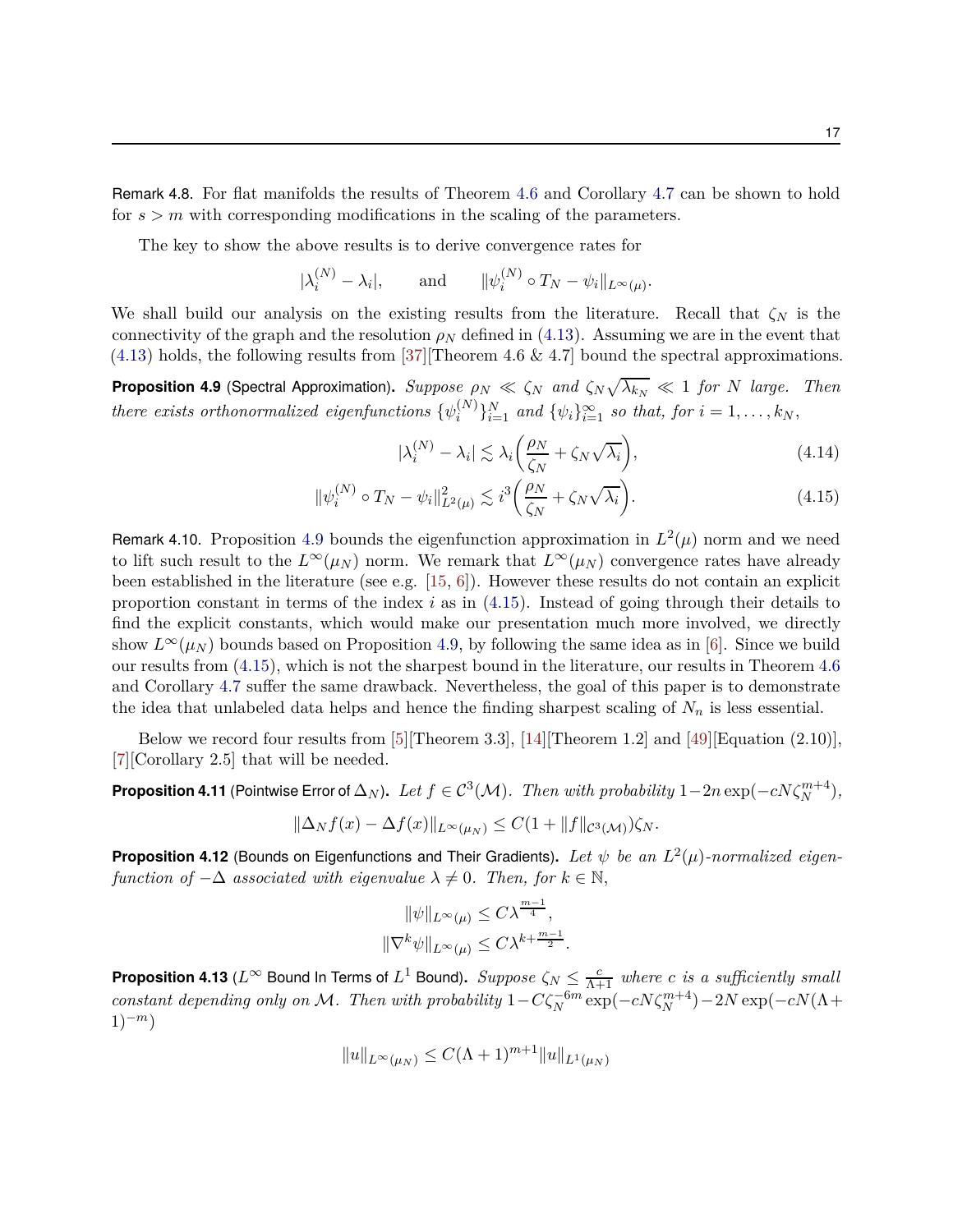Remark 4.8. For flat manifolds the results of Theorem 4.6 and Corollary 4.7 can be shown to hold for $s > m$ with corresponding modifications in the scaling of the parameters.

The key to show the above results is to derive convergence rates for

$$|\lambda_i^{(N)} - \lambda_i|, \qquad \text{and} \qquad \|\psi_i^{(N)} \circ T_N - \psi_i\|_{L^\infty(\mu)}.$$

We shall build our analysis on the existing results from the literature. Recall that $\zeta_N$ is the connectivity of the graph and the resolution $\rho_N$ defined in (4.13). Assuming we are in the event that (4.13) holds, the following results from [37][Theorem 4.6 & 4.7] bound the spectral approximations.

**Proposition 4.9** (Spectral Approximation)**.** *Suppose $\rho_N \ll \zeta_N$ and $\zeta_N\sqrt{\lambda_{k_N}} \ll 1$ for $N$ large. Then there exists orthonormalized eigenfunctions $\{\psi_i^{(N)}\}_{i=1}^N$ and $\{\psi_i\}_{i=1}^\infty$ so that, for $i = 1, \dots, k_N$,*

$$|\lambda_i^{(N)} - \lambda_i| \lesssim \lambda_i\left(\frac{\rho_N}{\zeta_N} + \zeta_N\sqrt{\lambda_i}\right), \tag{4.14}$$

$$\|\psi_i^{(N)} \circ T_N - \psi_i\|_{L^2(\mu)}^2 \lesssim i^3\left(\frac{\rho_N}{\zeta_N} + \zeta_N\sqrt{\lambda_i}\right). \tag{4.15}$$

Remark 4.10. Proposition 4.9 bounds the eigenfunction approximation in $L^2(\mu)$ norm and we need to lift such result to the $L^\infty(\mu_N)$ norm. We remark that $L^\infty(\mu_N)$ convergence rates have already been established in the literature (see e.g. [15, 6]). However these results do not contain an explicit proportion constant in terms of the index $i$ as in (4.15). Instead of going through their details to find the explicit constants, which would make our presentation much more involved, we directly show $L^\infty(\mu_N)$ bounds based on Proposition 4.9, by following the same idea as in [6]. Since we build our results from (4.15), which is not the sharpest bound in the literature, our results in Theorem 4.6 and Corollary 4.7 suffer the same drawback. Nevertheless, the goal of this paper is to demonstrate the idea that unlabeled data helps and hence the finding sharpest scaling of $N_n$ is less essential.

Below we record four results from [5][Theorem 3.3], [14][Theorem 1.2] and [49][Equation (2.10)], [7][Corollary 2.5] that will be needed.

**Proposition 4.11** (Pointwise Error of $\Delta_N$)**.** *Let $f \in \mathcal{C}^3(\mathcal{M})$. Then with probability $1 - 2n\exp(-cN\zeta_N^{m+4})$,*

$$\|\Delta_N f(x) - \Delta f(x)\|_{L^\infty(\mu_N)} \le C(1 + \|f\|_{\mathcal{C}^3(\mathcal{M})})\zeta_N.$$

**Proposition 4.12** (Bounds on Eigenfunctions and Their Gradients)**.** *Let $\psi$ be an $L^2(\mu)$-normalized eigenfunction of $-\Delta$ associated with eigenvalue $\lambda \neq 0$. Then, for $k \in \mathbb{N}$,*

$$\|\psi\|_{L^\infty(\mu)} \le C\lambda^{\frac{m-1}{4}},$$
$$\|\nabla^k \psi\|_{L^\infty(\mu)} \le C\lambda^{k + \frac{m-1}{2}}.$$

**Proposition 4.13** ($L^\infty$ Bound In Terms of $L^1$ Bound)**.** *Suppose $\zeta_N \le \frac{c}{\Lambda+1}$ where $c$ is a sufficiently small constant depending only on $\mathcal{M}$. Then with probability $1 - C\zeta_N^{-6m}\exp(-cN\zeta_N^{m+4}) - 2N\exp(-cN(\Lambda + 1)^{-m})$*

$$\|u\|_{L^\infty(\mu_N)} \le C(\Lambda + 1)^{m+1}\|u\|_{L^1(\mu_N)}$$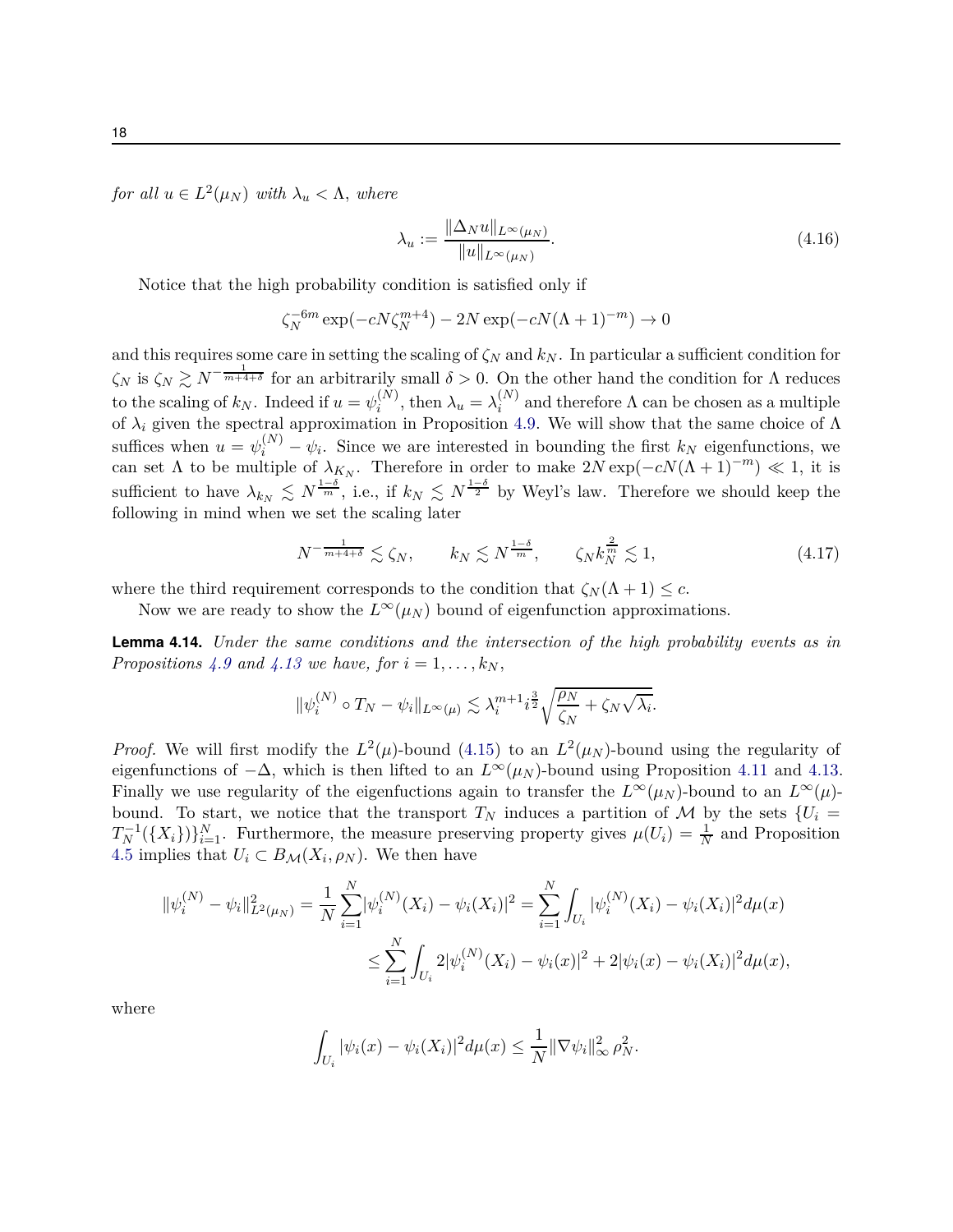*for all $u \in L^2(\mu_N)$ with $\lambda_u < \Lambda$, where*

$$\lambda_u := \frac{\|\Delta_N u\|_{L^\infty(\mu_N)}}{\|u\|_{L^\infty(\mu_N)}}. \tag{4.16}$$

Notice that the high probability condition is satisfied only if

$$\zeta_N^{-6m} \exp(-cN\zeta_N^{m+4}) - 2N \exp(-cN(\Lambda+1)^{-m}) \to 0$$

and this requires some care in setting the scaling of $\zeta_N$ and $k_N$. In particular a sufficient condition for $\zeta_N$ is $\zeta_N \gtrsim N^{-\frac{1}{m+4+\delta}}$ for an arbitrarily small $\delta > 0$. On the other hand the condition for $\Lambda$ reduces to the scaling of $k_N$. Indeed if $u = \psi_i^{(N)}$, then $\lambda_u = \lambda_i^{(N)}$ and therefore $\Lambda$ can be chosen as a multiple of $\lambda_i$ given the spectral approximation in Proposition 4.9. We will show that the same choice of $\Lambda$ suffices when $u = \psi_i^{(N)} - \psi_i$. Since we are interested in bounding the first $k_N$ eigenfunctions, we can set $\Lambda$ to be multiple of $\lambda_{K_N}$. Therefore in order to make $2N\exp(-cN(\Lambda+1)^{-m}) \ll 1$, it is sufficient to have $\lambda_{k_N} \lesssim N^{\frac{1-\delta}{m}}$, i.e., if $k_N \lesssim N^{\frac{1-\delta}{2}}$ by Weyl's law. Therefore we should keep the following in mind when we set the scaling later

$$N^{-\frac{1}{m+4+\delta}} \lesssim \zeta_N, \qquad k_N \lesssim N^{\frac{1-\delta}{m}}, \qquad \zeta_N k_N^{\frac{2}{m}} \lesssim 1, \tag{4.17}$$

where the third requirement corresponds to the condition that $\zeta_N(\Lambda + 1) \leq c$.

Now we are ready to show the $L^\infty(\mu_N)$ bound of eigenfunction approximations.

**Lemma 4.14.** *Under the same conditions and the intersection of the high probability events as in Propositions 4.9 and 4.13 we have, for $i = 1, \ldots, k_N$,*

$$\|\psi_i^{(N)} \circ T_N - \psi_i\|_{L^\infty(\mu)} \lesssim \lambda_i^{m+1} i^{\frac{3}{2}} \sqrt{\frac{\rho_N}{\zeta_N} + \zeta_N\sqrt{\lambda_i}}.$$

*Proof.* We will first modify the $L^2(\mu)$-bound (4.15) to an $L^2(\mu_N)$-bound using the regularity of eigenfunctions of $-\Delta$, which is then lifted to an $L^\infty(\mu_N)$-bound using Proposition 4.11 and 4.13. Finally we use regularity of the eigenfuctions again to transfer the $L^\infty(\mu_N)$-bound to an $L^\infty(\mu)$-bound. To start, we notice that the transport $T_N$ induces a partition of $\mathcal{M}$ by the sets $\{U_i = T_N^{-1}(\{X_i\})\}_{i=1}^N$. Furthermore, the measure preserving property gives $\mu(U_i) = \frac{1}{N}$ and Proposition 4.5 implies that $U_i \subset B_{\mathcal{M}}(X_i, \rho_N)$. We then have

$$\begin{aligned}
\|\psi_i^{(N)} - \psi_i\|_{L^2(\mu_N)}^2 = \frac{1}{N}\sum_{i=1}^N |\psi_i^{(N)}(X_i) - \psi_i(X_i)|^2 &= \sum_{i=1}^N \int_{U_i} |\psi_i^{(N)}(X_i) - \psi_i(X_i)|^2 d\mu(x) \\
&\leq \sum_{i=1}^N \int_{U_i} 2|\psi_i^{(N)}(X_i) - \psi_i(x)|^2 + 2|\psi_i(x) - \psi_i(X_i)|^2 d\mu(x),
\end{aligned}$$

where

$$\int_{U_i} |\psi_i(x) - \psi_i(X_i)|^2 d\mu(x) \leq \frac{1}{N}\|\nabla\psi_i\|_\infty^2 \rho_N^2.$$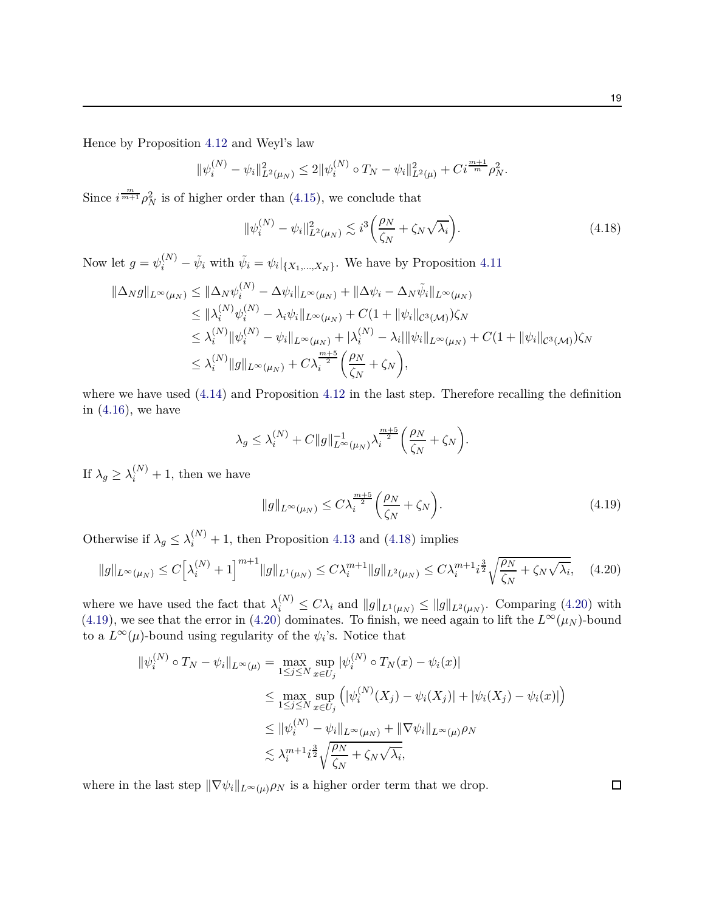Hence by Proposition 4.12 and Weyl's law

$$\|\psi_i^{(N)} - \psi_i\|_{L^2(\mu_N)}^2 \leq 2\|\psi_i^{(N)} \circ T_N - \psi_i\|_{L^2(\mu)}^2 + Ci^{\frac{m+1}{m}}\rho_N^2.$$

Since $i^{\frac{m}{m+1}}\rho_N^2$ is of higher order than (4.15), we conclude that

$$\|\psi_i^{(N)} - \psi_i\|_{L^2(\mu_N)}^2 \lesssim i^3\left(\frac{\rho_N}{\zeta_N} + \zeta_N\sqrt{\lambda_i}\right). \tag{4.18}$$

Now let $g = \psi_i^{(N)} - \tilde{\psi}_i$ with $\tilde{\psi}_i = \psi_i|_{\{X_1,\ldots,X_N\}}$. We have by Proposition 4.11

$$\begin{aligned}
\|\Delta_N g\|_{L^\infty(\mu_N)} &\leq \|\Delta_N \psi_i^{(N)} - \Delta\psi_i\|_{L^\infty(\mu_N)} + \|\Delta\psi_i - \Delta_N\tilde{\psi}_i\|_{L^\infty(\mu_N)} \\
&\leq \|\lambda_i^{(N)}\psi_i^{(N)} - \lambda_i\psi_i\|_{L^\infty(\mu_N)} + C(1 + \|\psi_i\|_{\mathcal{C}^3(\mathcal{M})})\zeta_N \\
&\leq \lambda_i^{(N)}\|\psi_i^{(N)} - \psi_i\|_{L^\infty(\mu_N)} + |\lambda_i^{(N)} - \lambda_i|\|\psi_i\|_{L^\infty(\mu_N)} + C(1 + \|\psi_i\|_{\mathcal{C}^3(\mathcal{M})})\zeta_N \\
&\leq \lambda_i^{(N)}\|g\|_{L^\infty(\mu_N)} + C\lambda_i^{\frac{m+5}{2}}\left(\frac{\rho_N}{\zeta_N} + \zeta_N\right),
\end{aligned}$$

where we have used (4.14) and Proposition 4.12 in the last step. Therefore recalling the definition in (4.16), we have

$$\lambda_g \leq \lambda_i^{(N)} + C\|g\|_{L^\infty(\mu_N)}^{-1}\lambda_i^{\frac{m+5}{2}}\left(\frac{\rho_N}{\zeta_N} + \zeta_N\right).$$

If $\lambda_g \geq \lambda_i^{(N)} + 1$, then we have

$$\|g\|_{L^\infty(\mu_N)} \leq C\lambda_i^{\frac{m+5}{2}}\left(\frac{\rho_N}{\zeta_N} + \zeta_N\right). \tag{4.19}$$

Otherwise if $\lambda_g \leq \lambda_i^{(N)} + 1$, then Proposition 4.13 and (4.18) implies

$$\|g\|_{L^\infty(\mu_N)} \leq C\left[\lambda_i^{(N)} + 1\right]^{m+1}\|g\|_{L^1(\mu_N)} \leq C\lambda_i^{m+1}\|g\|_{L^2(\mu_N)} \leq C\lambda_i^{m+1}i^{\frac{3}{2}}\sqrt{\frac{\rho_N}{\zeta_N} + \zeta_N\sqrt{\lambda_i}}, \tag{4.20}$$

where we have used the fact that $\lambda_i^{(N)} \leq C\lambda_i$ and $\|g\|_{L^1(\mu_N)} \leq \|g\|_{L^2(\mu_N)}$. Comparing (4.20) with (4.19), we see that the error in (4.20) dominates. To finish, we need again to lift the $L^\infty(\mu_N)$-bound to a $L^\infty(\mu)$-bound using regularity of the $\psi_i$'s. Notice that

$$\begin{aligned}
\|\psi_i^{(N)} \circ T_N - \psi_i\|_{L^\infty(\mu)} &= \max_{1\leq j\leq N}\sup_{x\in U_j}|\psi_i^{(N)} \circ T_N(x) - \psi_i(x)| \\
&\leq \max_{1\leq j\leq N}\sup_{x\in U_j}\left(|\psi_i^{(N)}(X_j) - \psi_i(X_j)| + |\psi_i(X_j) - \psi_i(x)|\right) \\
&\leq \|\psi_i^{(N)} - \psi_i\|_{L^\infty(\mu_N)} + \|\nabla\psi_i\|_{L^\infty(\mu)}\rho_N \\
&\lesssim \lambda_i^{m+1}i^{\frac{3}{2}}\sqrt{\frac{\rho_N}{\zeta_N} + \zeta_N\sqrt{\lambda_i}},
\end{aligned}$$

where in the last step $\|\nabla\psi_i\|_{L^\infty(\mu)}\rho_N$ is a higher order term that we drop. □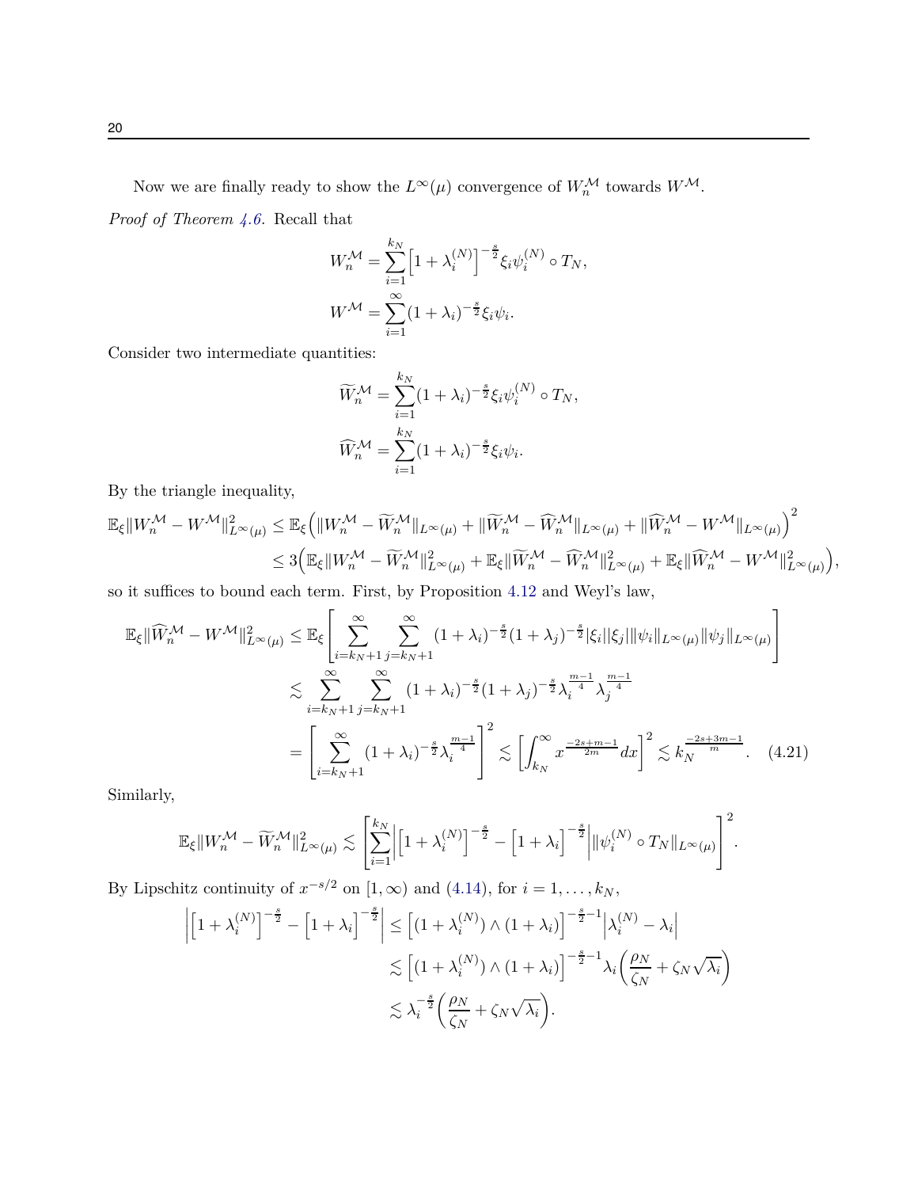Now we are finally ready to show the $L^\infty(\mu)$ convergence of $W_n^{\mathcal{M}}$ towards $W^{\mathcal{M}}$.

*Proof of Theorem 4.6.* Recall that

$$
\begin{aligned}
W_n^{\mathcal{M}} &= \sum_{i=1}^{k_N} \Big[1+\lambda_i^{(N)}\Big]^{-\frac{s}{2}} \xi_i \psi_i^{(N)} \circ T_N, \\
W^{\mathcal{M}} &= \sum_{i=1}^{\infty} (1+\lambda_i)^{-\frac{s}{2}} \xi_i \psi_i.
\end{aligned}
$$

Consider two intermediate quantities:

$$
\begin{aligned}
\widetilde{W}_n^{\mathcal{M}} &= \sum_{i=1}^{k_N} (1+\lambda_i)^{-\frac{s}{2}} \xi_i \psi_i^{(N)} \circ T_N, \\
\widehat{W}_n^{\mathcal{M}} &= \sum_{i=1}^{k_N} (1+\lambda_i)^{-\frac{s}{2}} \xi_i \psi_i.
\end{aligned}
$$

By the triangle inequality,

$$
\begin{aligned}
\mathbb{E}_\xi \|W_n^{\mathcal{M}} - W^{\mathcal{M}}\|^2_{L^\infty(\mu)} &\le \mathbb{E}_\xi \Big( \|W_n^{\mathcal{M}} - \widetilde{W}_n^{\mathcal{M}}\|_{L^\infty(\mu)} + \|\widetilde{W}_n^{\mathcal{M}} - \widehat{W}_n^{\mathcal{M}}\|_{L^\infty(\mu)} + \|\widehat{W}_n^{\mathcal{M}} - W^{\mathcal{M}}\|_{L^\infty(\mu)} \Big)^2 \\
&\le 3 \Big( \mathbb{E}_\xi \|W_n^{\mathcal{M}} - \widetilde{W}_n^{\mathcal{M}}\|^2_{L^\infty(\mu)} + \mathbb{E}_\xi \|\widetilde{W}_n^{\mathcal{M}} - \widehat{W}_n^{\mathcal{M}}\|^2_{L^\infty(\mu)} + \mathbb{E}_\xi \|\widehat{W}_n^{\mathcal{M}} - W^{\mathcal{M}}\|^2_{L^\infty(\mu)} \Big),
\end{aligned}
$$

so it suffices to bound each term. First, by Proposition 4.12 and Weyl's law,

$$
\begin{aligned}
\mathbb{E}_\xi \|\widehat{W}_n^{\mathcal{M}} - W^{\mathcal{M}}\|^2_{L^\infty(\mu)} &\le \mathbb{E}_\xi \left[ \sum_{i=k_N+1}^{\infty} \sum_{j=k_N+1}^{\infty} (1+\lambda_i)^{-\frac{s}{2}} (1+\lambda_j)^{-\frac{s}{2}} |\xi_i||\xi_j| \|\psi_i\|_{L^\infty(\mu)} \|\psi_j\|_{L^\infty(\mu)} \right] \\
&\lesssim \sum_{i=k_N+1}^{\infty} \sum_{j=k_N+1}^{\infty} (1+\lambda_i)^{-\frac{s}{2}} (1+\lambda_j)^{-\frac{s}{2}} \lambda_i^{\frac{m-1}{4}} \lambda_j^{\frac{m-1}{4}} \\
&= \left[ \sum_{i=k_N+1}^{\infty} (1+\lambda_i)^{-\frac{s}{2}} \lambda_i^{\frac{m-1}{4}} \right]^2 \lesssim \left[ \int_{k_N}^{\infty} x^{\frac{-2s+m-1}{2m}} dx \right]^2 \lesssim k_N^{\frac{-2s+3m-1}{m}}. \quad (4.21)
\end{aligned}
$$

Similarly,

$$
\mathbb{E}_\xi \|W_n^{\mathcal{M}} - \widetilde{W}_n^{\mathcal{M}}\|^2_{L^\infty(\mu)} \lesssim \left[ \sum_{i=1}^{k_N} \left| \Big[1+\lambda_i^{(N)}\Big]^{-\frac{s}{2}} - \Big[1+\lambda_i\Big]^{-\frac{s}{2}} \right| \|\psi_i^{(N)} \circ T_N\|_{L^\infty(\mu)} \right]^2.
$$

By Lipschitz continuity of $x^{-s/2}$ on $[1,\infty)$ and (4.14), for $i = 1, \dots, k_N$,

$$
\begin{aligned}
\left| \Big[1+\lambda_i^{(N)}\Big]^{-\frac{s}{2}} - \Big[1+\lambda_i\Big]^{-\frac{s}{2}} \right| &\le \Big[ (1+\lambda_i^{(N)}) \wedge (1+\lambda_i) \Big]^{-\frac{s}{2}-1} \Big| \lambda_i^{(N)} - \lambda_i \Big| \\
&\lesssim \Big[ (1+\lambda_i^{(N)}) \wedge (1+\lambda_i) \Big]^{-\frac{s}{2}-1} \lambda_i \Big( \frac{\rho_N}{\zeta_N} + \zeta_N \sqrt{\lambda_i} \Big) \\
&\lesssim \lambda_i^{-\frac{s}{2}} \Big( \frac{\rho_N}{\zeta_N} + \zeta_N \sqrt{\lambda_i} \Big).
\end{aligned}
$$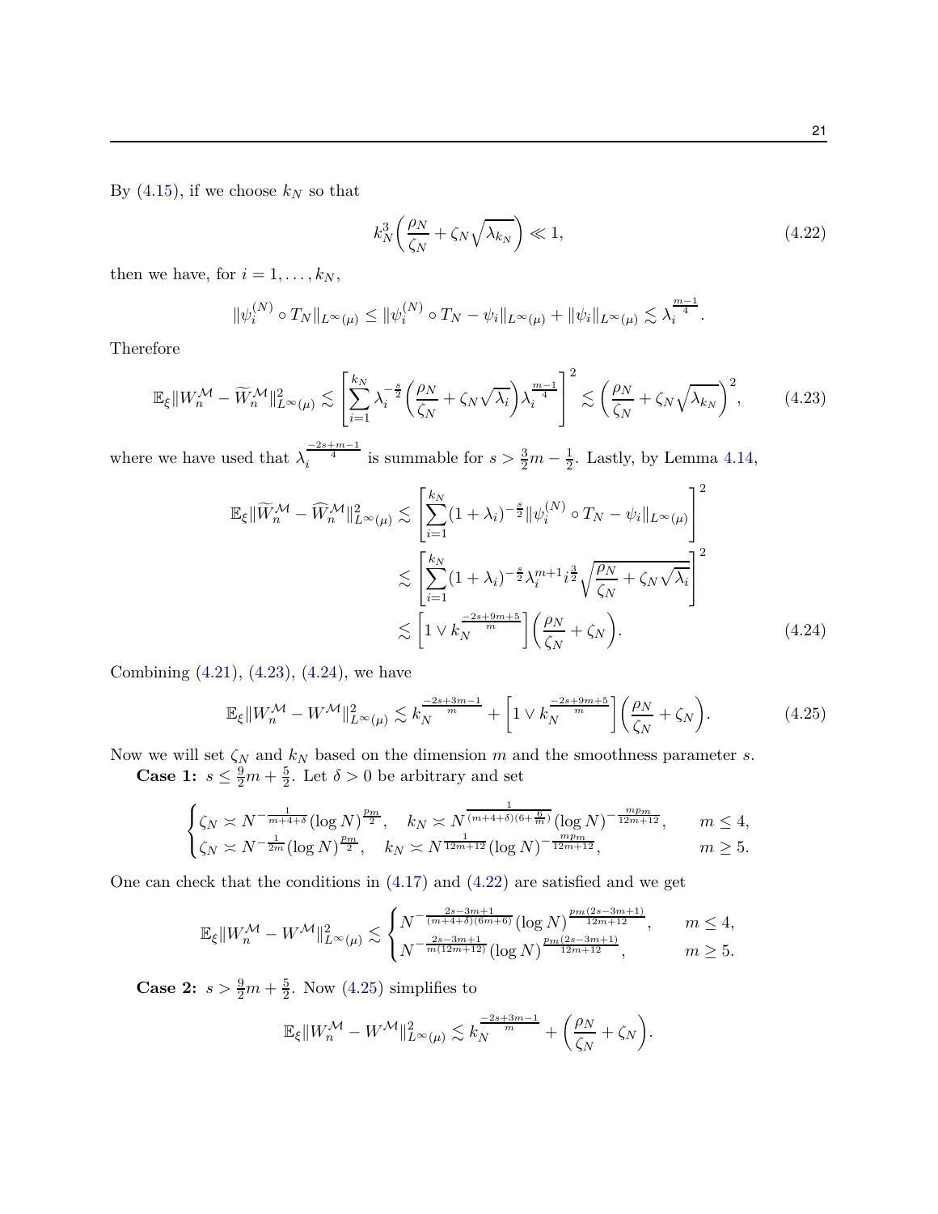By (4.15), if we choose $k_N$ so that

$$k_N^3\left(\frac{\rho_N}{\zeta_N}+\zeta_N\sqrt{\lambda_{k_N}}\right)\ll 1, \tag{4.22}$$

then we have, for $i=1,\ldots,k_N$,

$$\|\psi_i^{(N)}\circ T_N\|_{L^\infty(\mu)}\le \|\psi_i^{(N)}\circ T_N-\psi_i\|_{L^\infty(\mu)}+\|\psi_i\|_{L^\infty(\mu)}\lesssim \lambda_i^{\frac{m-1}{4}}.$$

Therefore

$$\mathbb{E}_\xi\|W_n^{\mathcal{M}}-\widetilde{W}_n^{\mathcal{M}}\|_{L^\infty(\mu)}^2\lesssim\left[\sum_{i=1}^{k_N}\lambda_i^{-\frac{s}{2}}\left(\frac{\rho_N}{\zeta_N}+\zeta_N\sqrt{\lambda_i}\right)\lambda_i^{\frac{m-1}{4}}\right]^2\lesssim\left(\frac{\rho_N}{\zeta_N}+\zeta_N\sqrt{\lambda_{k_N}}\right)^2, \tag{4.23}$$

where we have used that $\lambda_i^{\frac{-2s+m-1}{4}}$ is summable for $s>\frac{3}{2}m-\frac{1}{2}$. Lastly, by Lemma 4.14,

$$\begin{aligned}\mathbb{E}_\xi\|\widetilde{W}_n^{\mathcal{M}}-\widehat{W}_n^{\mathcal{M}}\|_{L^\infty(\mu)}^2&\lesssim\left[\sum_{i=1}^{k_N}(1+\lambda_i)^{-\frac{s}{2}}\|\psi_i^{(N)}\circ T_N-\psi_i\|_{L^\infty(\mu)}\right]^2\\&\lesssim\left[\sum_{i=1}^{k_N}(1+\lambda_i)^{-\frac{s}{2}}\lambda_i^{m+1}i^{\frac{3}{2}}\sqrt{\frac{\rho_N}{\zeta_N}+\zeta_N\sqrt{\lambda_i}}\right]^2\\&\lesssim\left[1\vee k_N^{\frac{-2s+9m+5}{m}}\right]\left(\frac{\rho_N}{\zeta_N}+\zeta_N\right).\end{aligned}\tag{4.24}$$

Combining (4.21), (4.23), (4.24), we have

$$\mathbb{E}_\xi\|W_n^{\mathcal{M}}-W^{\mathcal{M}}\|_{L^\infty(\mu)}^2\lesssim k_N^{\frac{-2s+3m-1}{m}}+\left[1\vee k_N^{\frac{-2s+9m+5}{m}}\right]\left(\frac{\rho_N}{\zeta_N}+\zeta_N\right). \tag{4.25}$$

Now we will set $\zeta_N$ and $k_N$ based on the dimension $m$ and the smoothness parameter $s$.

**Case 1:** $s\le\frac{9}{2}m+\frac{5}{2}$. Let $\delta>0$ be arbitrary and set

$$\begin{cases}\zeta_N\asymp N^{-\frac{1}{m+4+\delta}}(\log N)^{\frac{p_m}{2}}, \quad k_N\asymp N^{\frac{1}{(m+4+\delta)(6+\frac{6}{m})}}(\log N)^{-\frac{mp_m}{12m+12}}, & m\le 4,\\ \zeta_N\asymp N^{-\frac{1}{2m}}(\log N)^{\frac{p_m}{2}}, \quad k_N\asymp N^{\frac{1}{12m+12}}(\log N)^{-\frac{mp_m}{12m+12}}, & m\ge 5.\end{cases}$$

One can check that the conditions in (4.17) and (4.22) are satisfied and we get

$$\mathbb{E}_\xi\|W_n^{\mathcal{M}}-W^{\mathcal{M}}\|_{L^\infty(\mu)}^2\lesssim\begin{cases}N^{-\frac{2s-3m+1}{(m+4+\delta)(6m+6)}}(\log N)^{\frac{p_m(2s-3m+1)}{12m+12}}, & m\le 4,\\ N^{-\frac{2s-3m+1}{m(12m+12)}}(\log N)^{\frac{p_m(2s-3m+1)}{12m+12}}, & m\ge 5.\end{cases}$$

**Case 2:** $s>\frac{9}{2}m+\frac{5}{2}$. Now (4.25) simplifies to

$$\mathbb{E}_\xi\|W_n^{\mathcal{M}}-W^{\mathcal{M}}\|_{L^\infty(\mu)}^2\lesssim k_N^{\frac{-2s+3m-1}{m}}+\left(\frac{\rho_N}{\zeta_N}+\zeta_N\right).$$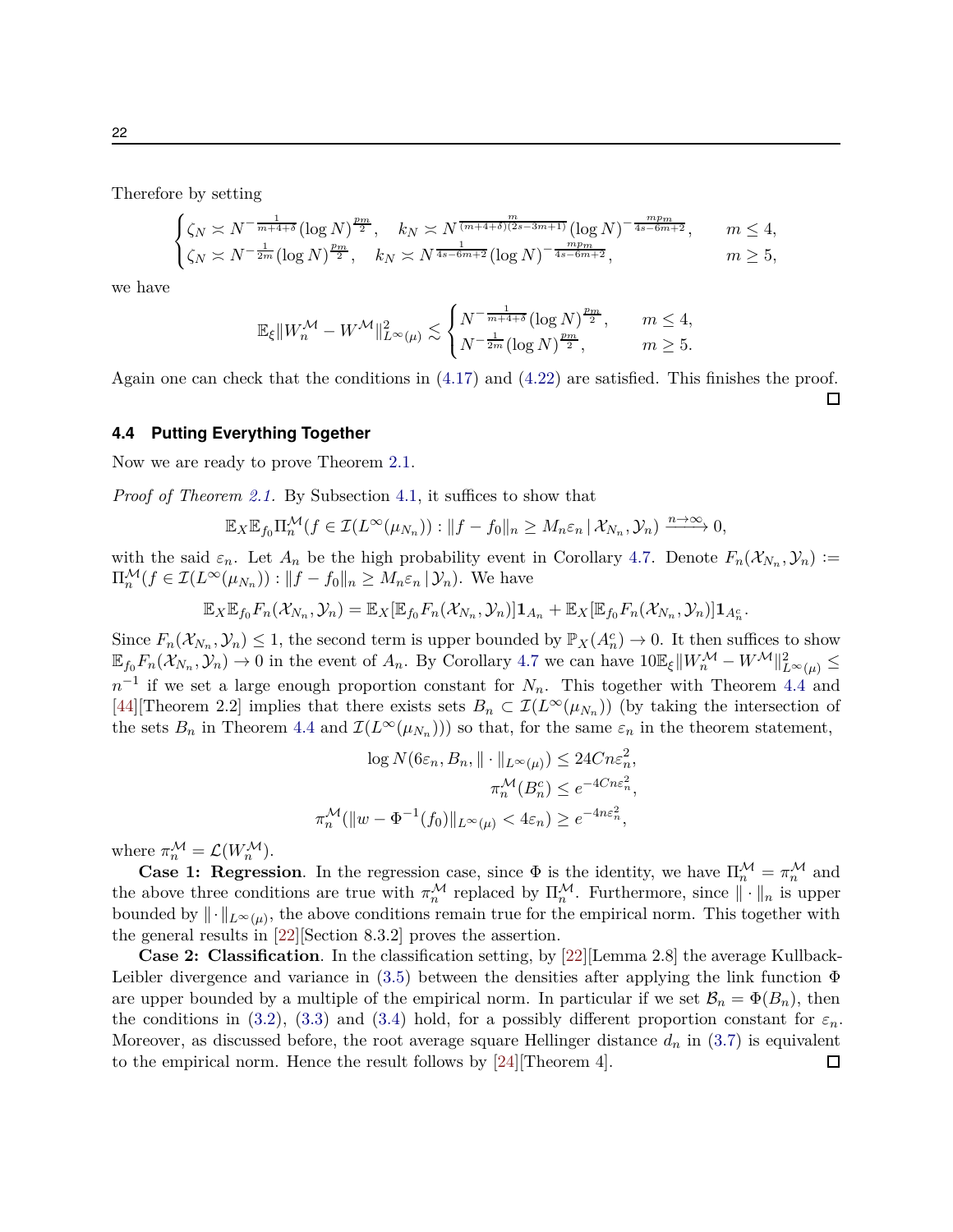Therefore by setting

$$
\begin{cases}
\zeta_N \asymp N^{-\frac{1}{m+4+\delta}}(\log N)^{\frac{p_m}{2}}, \quad k_N \asymp N^{\frac{m}{(m+4+\delta)(2s-3m+1)}}(\log N)^{-\frac{mp_m}{4s-6m+2}}, & m \le 4,\\
\zeta_N \asymp N^{-\frac{1}{2m}}(\log N)^{\frac{p_m}{2}}, \quad k_N \asymp N^{\frac{1}{4s-6m+2}}(\log N)^{-\frac{mp_m}{4s-6m+2}}, & m \ge 5,
\end{cases}
$$

we have

$$
\mathbb{E}_\xi \|W_n^{\mathcal{M}} - W^{\mathcal{M}}\|_{L^\infty(\mu)}^2 \lesssim
\begin{cases}
N^{-\frac{1}{m+4+\delta}}(\log N)^{\frac{p_m}{2}}, & m \le 4,\\
N^{-\frac{1}{2m}}(\log N)^{\frac{p_m}{2}}, & m \ge 5.
\end{cases}
$$

Again one can check that the conditions in (4.17) and (4.22) are satisfied. This finishes the proof. □

### 4.4 Putting Everything Together

Now we are ready to prove Theorem 2.1.

*Proof of Theorem 2.1.* By Subsection 4.1, it suffices to show that

$$
\mathbb{E}_X \mathbb{E}_{f_0} \Pi_n^{\mathcal{M}}(f \in \mathcal{I}(L^\infty(\mu_{N_n})) : \|f - f_0\|_n \ge M_n \varepsilon_n \,|\, \mathcal{X}_{N_n}, \mathcal{Y}_n) \xrightarrow{n\to\infty} 0,
$$

with the said $\varepsilon_n$. Let $A_n$ be the high probability event in Corollary 4.7. Denote $F_n(\mathcal{X}_{N_n}, \mathcal{Y}_n) := \Pi_n^{\mathcal{M}}(f \in \mathcal{I}(L^\infty(\mu_{N_n})) : \|f - f_0\|_n \ge M_n \varepsilon_n \,|\, \mathcal{Y}_n)$. We have

$$
\mathbb{E}_X \mathbb{E}_{f_0} F_n(\mathcal{X}_{N_n}, \mathcal{Y}_n) = \mathbb{E}_X[\mathbb{E}_{f_0} F_n(\mathcal{X}_{N_n}, \mathcal{Y}_n)]\mathbf{1}_{A_n} + \mathbb{E}_X[\mathbb{E}_{f_0} F_n(\mathcal{X}_{N_n}, \mathcal{Y}_n)]\mathbf{1}_{A_n^c}.
$$

Since $F_n(\mathcal{X}_{N_n}, \mathcal{Y}_n) \le 1$, the second term is upper bounded by $\mathbb{P}_X(A_n^c) \to 0$. It then suffices to show $\mathbb{E}_{f_0} F_n(\mathcal{X}_{N_n}, \mathcal{Y}_n) \to 0$ in the event of $A_n$. By Corollary 4.7 we can have $10\mathbb{E}_\xi \|W_n^{\mathcal{M}} - W^{\mathcal{M}}\|_{L^\infty(\mu)}^2 \le n^{-1}$ if we set a large enough proportion constant for $N_n$. This together with Theorem 4.4 and [44][Theorem 2.2] implies that there exists sets $B_n \subset \mathcal{I}(L^\infty(\mu_{N_n}))$ (by taking the intersection of the sets $B_n$ in Theorem 4.4 and $\mathcal{I}(L^\infty(\mu_{N_n}))$) so that, for the same $\varepsilon_n$ in the theorem statement,

$$
\begin{aligned}
\log N(6\varepsilon_n, B_n, \|\cdot\|_{L^\infty(\mu)}) &\le 24Cn\varepsilon_n^2,\\
\pi_n^{\mathcal{M}}(B_n^c) &\le e^{-4Cn\varepsilon_n^2},\\
\pi_n^{\mathcal{M}}(\|w - \Phi^{-1}(f_0)\|_{L^\infty(\mu)} < 4\varepsilon_n) &\ge e^{-4n\varepsilon_n^2},
\end{aligned}
$$

where $\pi_n^{\mathcal{M}} = \mathcal{L}(W_n^{\mathcal{M}})$.

**Case 1: Regression**. In the regression case, since $\Phi$ is the identity, we have $\Pi_n^{\mathcal{M}} = \pi_n^{\mathcal{M}}$ and the above three conditions are true with $\pi_n^{\mathcal{M}}$ replaced by $\Pi_n^{\mathcal{M}}$. Furthermore, since $\|\cdot\|_n$ is upper bounded by $\|\cdot\|_{L^\infty(\mu)}$, the above conditions remain true for the empirical norm. This together with the general results in [22][Section 8.3.2] proves the assertion.

**Case 2: Classification**. In the classification setting, by [22][Lemma 2.8] the average Kullback-Leibler divergence and variance in (3.5) between the densities after applying the link function $\Phi$ are upper bounded by a multiple of the empirical norm. In particular if we set $\mathcal{B}_n = \Phi(B_n)$, then the conditions in (3.2), (3.3) and (3.4) hold, for a possibly different proportion constant for $\varepsilon_n$. Moreover, as discussed before, the root average square Hellinger distance $d_n$ in (3.7) is equivalent to the empirical norm. Hence the result follows by [24][Theorem 4]. □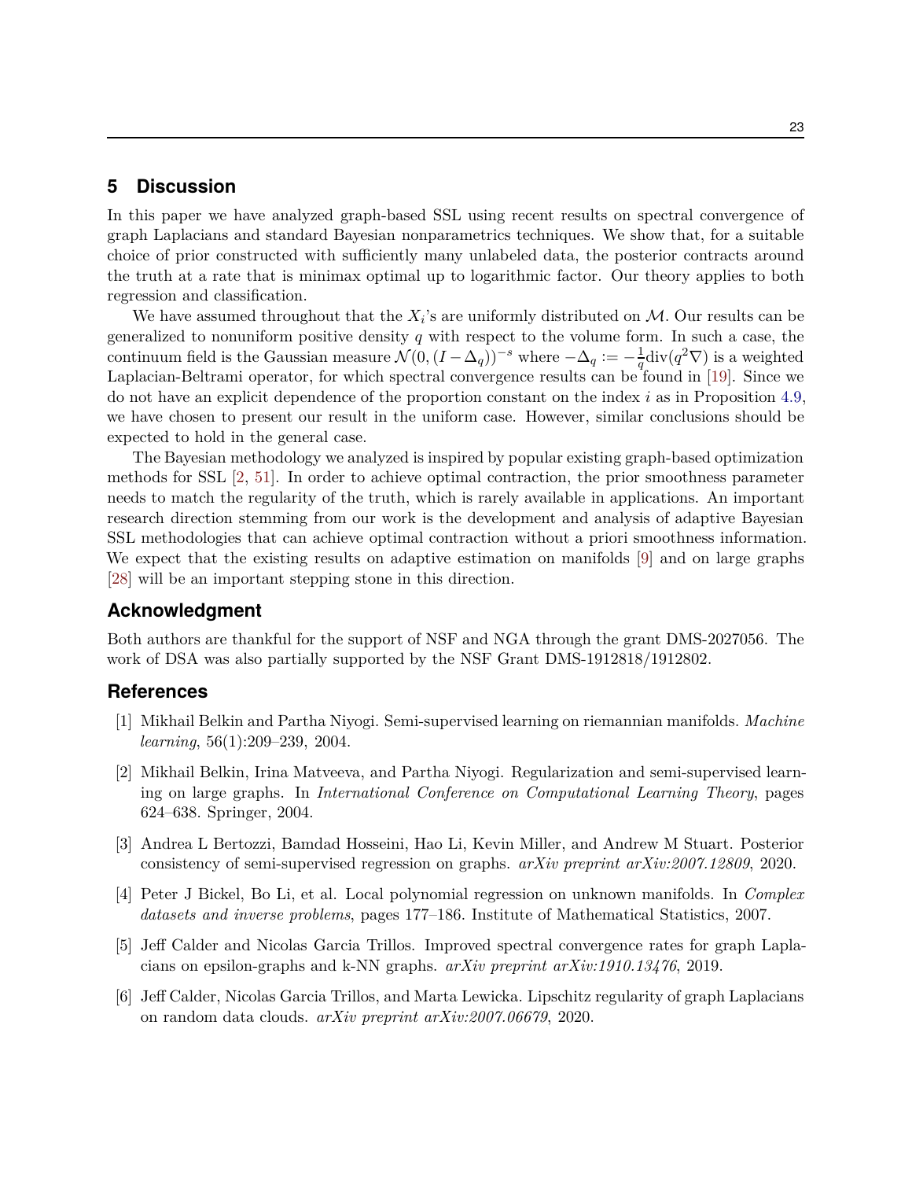## 5 Discussion

In this paper we have analyzed graph-based SSL using recent results on spectral convergence of graph Laplacians and standard Bayesian nonparametrics techniques. We show that, for a suitable choice of prior constructed with sufficiently many unlabeled data, the posterior contracts around the truth at a rate that is minimax optimal up to logarithmic factor. Our theory applies to both regression and classification.

We have assumed throughout that the $X_i$'s are uniformly distributed on $\mathcal{M}$. Our results can be generalized to nonuniform positive density $q$ with respect to the volume form. In such a case, the continuum field is the Gaussian measure $\mathcal{N}(0, (I - \Delta_q))^{-s}$ where $-\Delta_q := -\frac{1}{q}\mathrm{div}(q^2\nabla)$ is a weighted Laplacian-Beltrami operator, for which spectral convergence results can be found in [19]. Since we do not have an explicit dependence of the proportion constant on the index $i$ as in Proposition 4.9, we have chosen to present our result in the uniform case. However, similar conclusions should be expected to hold in the general case.

The Bayesian methodology we analyzed is inspired by popular existing graph-based optimization methods for SSL [2, 51]. In order to achieve optimal contraction, the prior smoothness parameter needs to match the regularity of the truth, which is rarely available in applications. An important research direction stemming from our work is the development and analysis of adaptive Bayesian SSL methodologies that can achieve optimal contraction without a priori smoothness information. We expect that the existing results on adaptive estimation on manifolds [9] and on large graphs [28] will be an important stepping stone in this direction.

## Acknowledgment

Both authors are thankful for the support of NSF and NGA through the grant DMS-2027056. The work of DSA was also partially supported by the NSF Grant DMS-1912818/1912802.

## References

[1] Mikhail Belkin and Partha Niyogi. Semi-supervised learning on riemannian manifolds. *Machine learning*, 56(1):209–239, 2004.

[2] Mikhail Belkin, Irina Matveeva, and Partha Niyogi. Regularization and semi-supervised learning on large graphs. In *International Conference on Computational Learning Theory*, pages 624–638. Springer, 2004.

[3] Andrea L Bertozzi, Bamdad Hosseini, Hao Li, Kevin Miller, and Andrew M Stuart. Posterior consistency of semi-supervised regression on graphs. *arXiv preprint arXiv:2007.12809*, 2020.

[4] Peter J Bickel, Bo Li, et al. Local polynomial regression on unknown manifolds. In *Complex datasets and inverse problems*, pages 177–186. Institute of Mathematical Statistics, 2007.

[5] Jeff Calder and Nicolas Garcia Trillos. Improved spectral convergence rates for graph Laplacians on epsilon-graphs and k-NN graphs. *arXiv preprint arXiv:1910.13476*, 2019.

[6] Jeff Calder, Nicolas Garcia Trillos, and Marta Lewicka. Lipschitz regularity of graph Laplacians on random data clouds. *arXiv preprint arXiv:2007.06679*, 2020.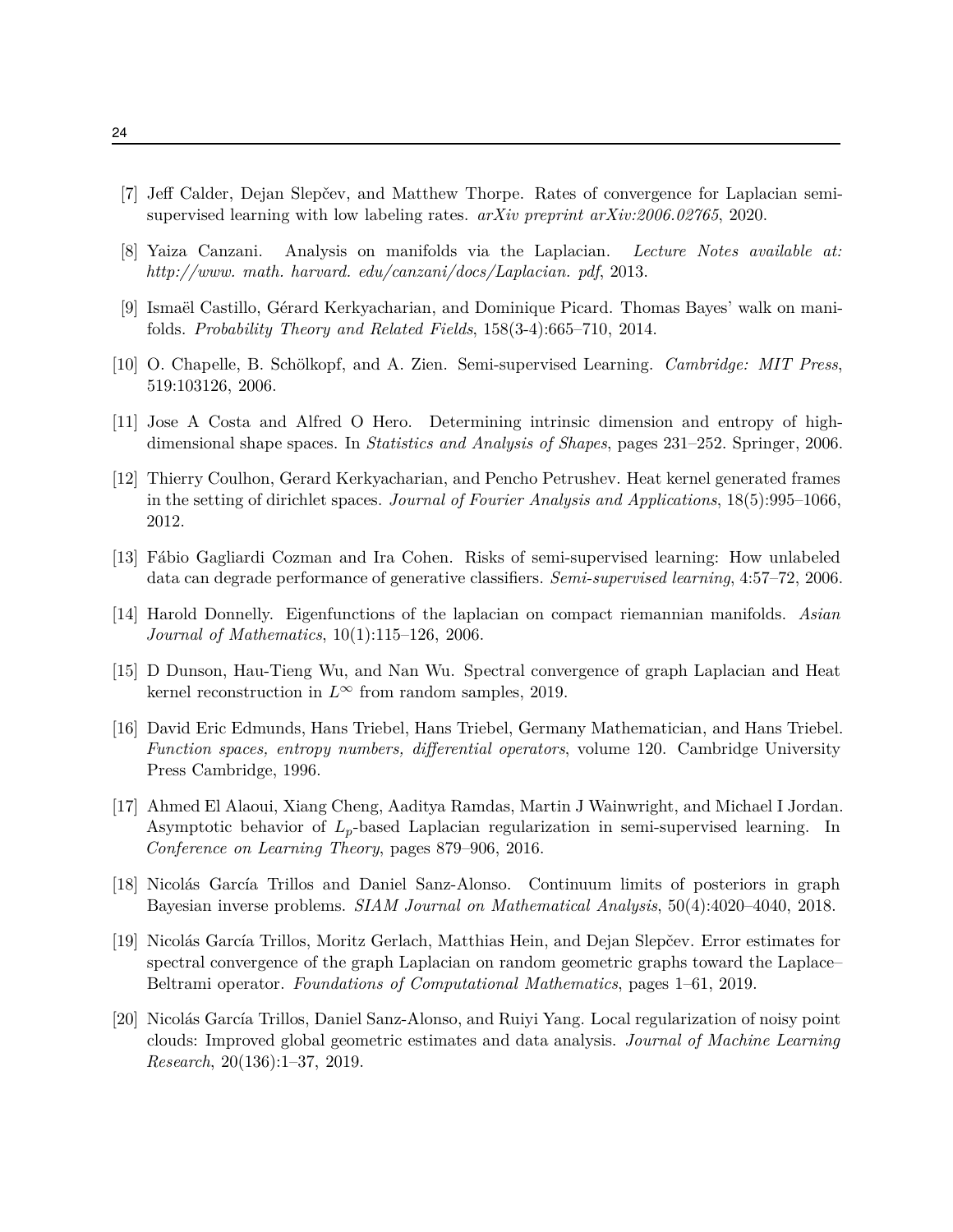[7] Jeff Calder, Dejan Slepčev, and Matthew Thorpe. Rates of convergence for Laplacian semi-supervised learning with low labeling rates. *arXiv preprint arXiv:2006.02765*, 2020.

[8] Yaiza Canzani. Analysis on manifolds via the Laplacian. *Lecture Notes available at: http://www. math. harvard. edu/canzani/docs/Laplacian. pdf*, 2013.

[9] Ismaël Castillo, Gérard Kerkyacharian, and Dominique Picard. Thomas Bayes' walk on manifolds. *Probability Theory and Related Fields*, 158(3-4):665–710, 2014.

[10] O. Chapelle, B. Schölkopf, and A. Zien. Semi-supervised Learning. *Cambridge: MIT Press*, 519:103126, 2006.

[11] Jose A Costa and Alfred O Hero. Determining intrinsic dimension and entropy of high-dimensional shape spaces. In *Statistics and Analysis of Shapes*, pages 231–252. Springer, 2006.

[12] Thierry Coulhon, Gerard Kerkyacharian, and Pencho Petrushev. Heat kernel generated frames in the setting of dirichlet spaces. *Journal of Fourier Analysis and Applications*, 18(5):995–1066, 2012.

[13] Fábio Gagliardi Cozman and Ira Cohen. Risks of semi-supervised learning: How unlabeled data can degrade performance of generative classifiers. *Semi-supervised learning*, 4:57–72, 2006.

[14] Harold Donnelly. Eigenfunctions of the laplacian on compact riemannian manifolds. *Asian Journal of Mathematics*, 10(1):115–126, 2006.

[15] D Dunson, Hau-Tieng Wu, and Nan Wu. Spectral convergence of graph Laplacian and Heat kernel reconstruction in $L^\infty$ from random samples, 2019.

[16] David Eric Edmunds, Hans Triebel, Hans Triebel, Germany Mathematician, and Hans Triebel. *Function spaces, entropy numbers, differential operators*, volume 120. Cambridge University Press Cambridge, 1996.

[17] Ahmed El Alaoui, Xiang Cheng, Aaditya Ramdas, Martin J Wainwright, and Michael I Jordan. Asymptotic behavior of $L_p$-based Laplacian regularization in semi-supervised learning. In *Conference on Learning Theory*, pages 879–906, 2016.

[18] Nicolás García Trillos and Daniel Sanz-Alonso. Continuum limits of posteriors in graph Bayesian inverse problems. *SIAM Journal on Mathematical Analysis*, 50(4):4020–4040, 2018.

[19] Nicolás García Trillos, Moritz Gerlach, Matthias Hein, and Dejan Slepčev. Error estimates for spectral convergence of the graph Laplacian on random geometric graphs toward the Laplace–Beltrami operator. *Foundations of Computational Mathematics*, pages 1–61, 2019.

[20] Nicolás García Trillos, Daniel Sanz-Alonso, and Ruiyi Yang. Local regularization of noisy point clouds: Improved global geometric estimates and data analysis. *Journal of Machine Learning Research*, 20(136):1–37, 2019.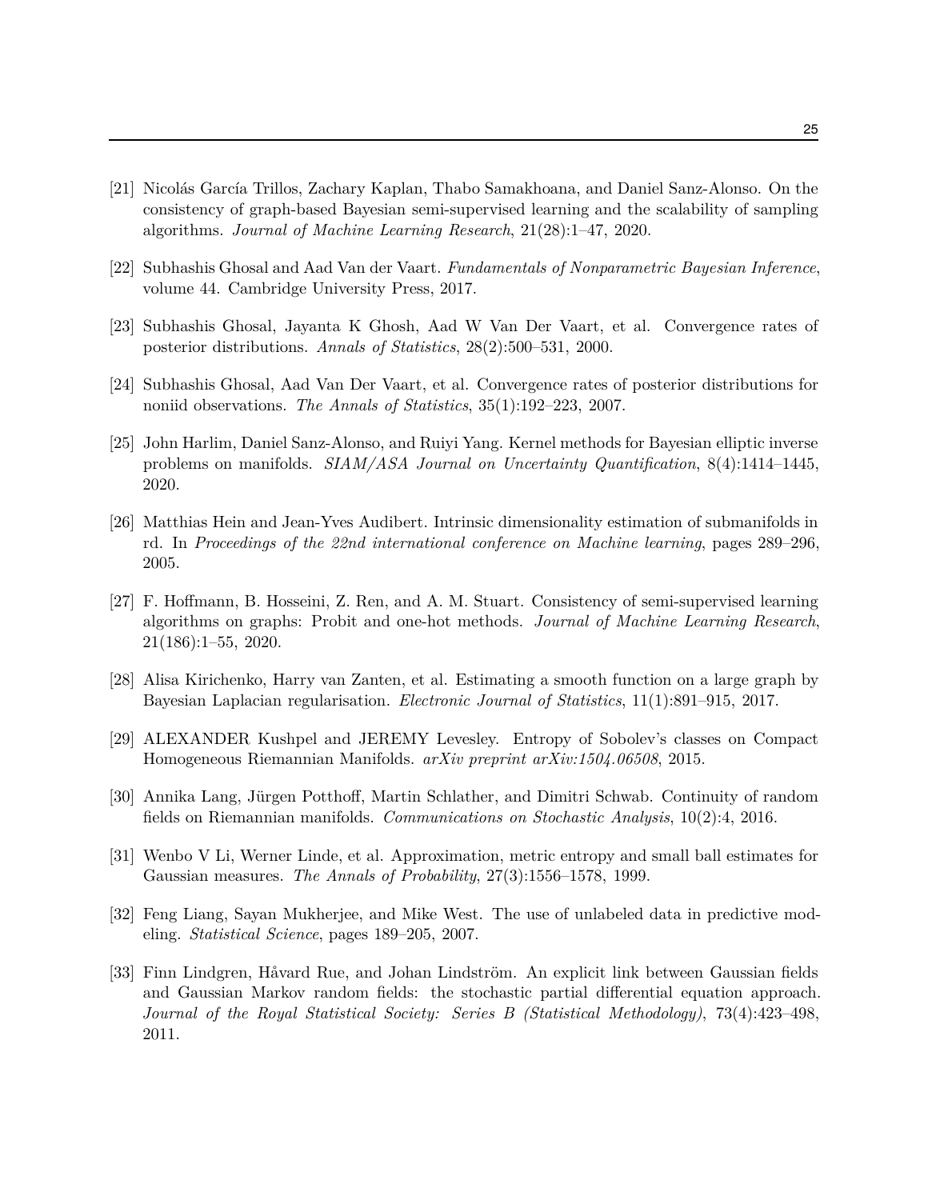[21] Nicolás García Trillos, Zachary Kaplan, Thabo Samakhoana, and Daniel Sanz-Alonso. On the consistency of graph-based Bayesian semi-supervised learning and the scalability of sampling algorithms. *Journal of Machine Learning Research*, 21(28):1–47, 2020.

[22] Subhashis Ghosal and Aad Van der Vaart. *Fundamentals of Nonparametric Bayesian Inference*, volume 44. Cambridge University Press, 2017.

[23] Subhashis Ghosal, Jayanta K Ghosh, Aad W Van Der Vaart, et al. Convergence rates of posterior distributions. *Annals of Statistics*, 28(2):500–531, 2000.

[24] Subhashis Ghosal, Aad Van Der Vaart, et al. Convergence rates of posterior distributions for noniid observations. *The Annals of Statistics*, 35(1):192–223, 2007.

[25] John Harlim, Daniel Sanz-Alonso, and Ruiyi Yang. Kernel methods for Bayesian elliptic inverse problems on manifolds. *SIAM/ASA Journal on Uncertainty Quantification*, 8(4):1414–1445, 2020.

[26] Matthias Hein and Jean-Yves Audibert. Intrinsic dimensionality estimation of submanifolds in rd. In *Proceedings of the 22nd international conference on Machine learning*, pages 289–296, 2005.

[27] F. Hoffmann, B. Hosseini, Z. Ren, and A. M. Stuart. Consistency of semi-supervised learning algorithms on graphs: Probit and one-hot methods. *Journal of Machine Learning Research*, 21(186):1–55, 2020.

[28] Alisa Kirichenko, Harry van Zanten, et al. Estimating a smooth function on a large graph by Bayesian Laplacian regularisation. *Electronic Journal of Statistics*, 11(1):891–915, 2017.

[29] ALEXANDER Kushpel and JEREMY Levesley. Entropy of Sobolev's classes on Compact Homogeneous Riemannian Manifolds. *arXiv preprint arXiv:1504.06508*, 2015.

[30] Annika Lang, Jürgen Potthoff, Martin Schlather, and Dimitri Schwab. Continuity of random fields on Riemannian manifolds. *Communications on Stochastic Analysis*, 10(2):4, 2016.

[31] Wenbo V Li, Werner Linde, et al. Approximation, metric entropy and small ball estimates for Gaussian measures. *The Annals of Probability*, 27(3):1556–1578, 1999.

[32] Feng Liang, Sayan Mukherjee, and Mike West. The use of unlabeled data in predictive modeling. *Statistical Science*, pages 189–205, 2007.

[33] Finn Lindgren, Håvard Rue, and Johan Lindström. An explicit link between Gaussian fields and Gaussian Markov random fields: the stochastic partial differential equation approach. *Journal of the Royal Statistical Society: Series B (Statistical Methodology)*, 73(4):423–498, 2011.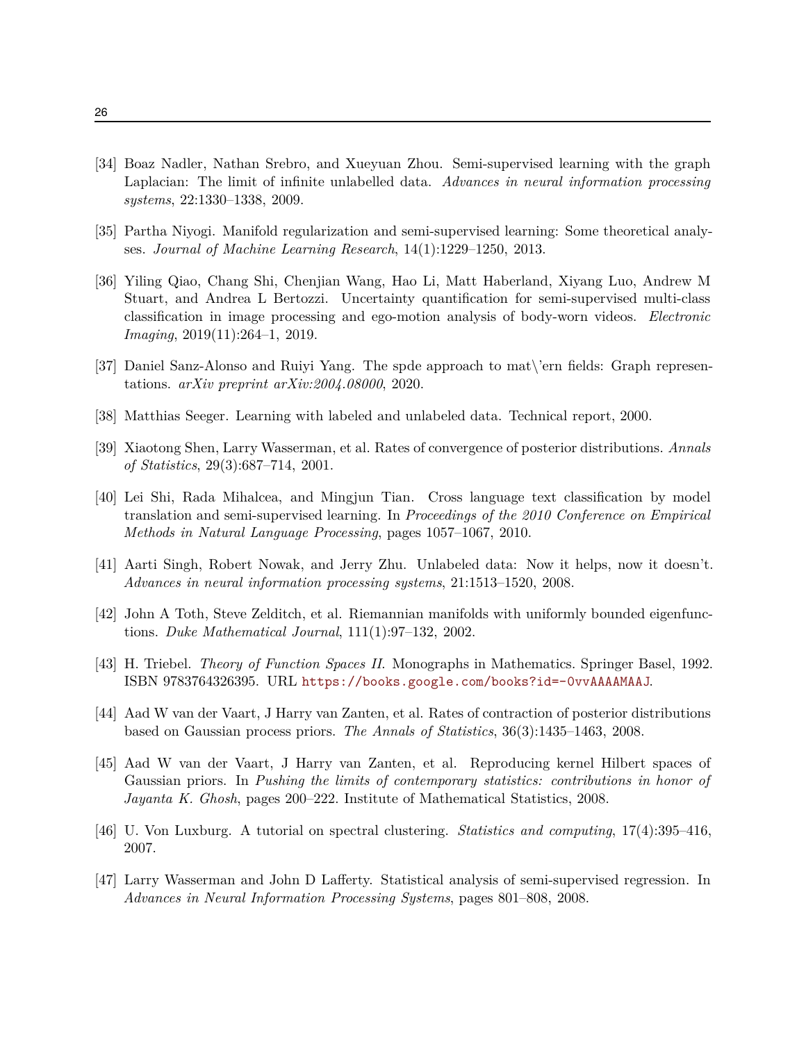[34] Boaz Nadler, Nathan Srebro, and Xueyuan Zhou. Semi-supervised learning with the graph Laplacian: The limit of infinite unlabelled data. *Advances in neural information processing systems*, 22:1330–1338, 2009.

[35] Partha Niyogi. Manifold regularization and semi-supervised learning: Some theoretical analyses. *Journal of Machine Learning Research*, 14(1):1229–1250, 2013.

[36] Yiling Qiao, Chang Shi, Chenjian Wang, Hao Li, Matt Haberland, Xiyang Luo, Andrew M Stuart, and Andrea L Bertozzi. Uncertainty quantification for semi-supervised multi-class classification in image processing and ego-motion analysis of body-worn videos. *Electronic Imaging*, 2019(11):264–1, 2019.

[37] Daniel Sanz-Alonso and Ruiyi Yang. The spde approach to mat\'ern fields: Graph representations. *arXiv preprint arXiv:2004.08000*, 2020.

[38] Matthias Seeger. Learning with labeled and unlabeled data. Technical report, 2000.

[39] Xiaotong Shen, Larry Wasserman, et al. Rates of convergence of posterior distributions. *Annals of Statistics*, 29(3):687–714, 2001.

[40] Lei Shi, Rada Mihalcea, and Mingjun Tian. Cross language text classification by model translation and semi-supervised learning. In *Proceedings of the 2010 Conference on Empirical Methods in Natural Language Processing*, pages 1057–1067, 2010.

[41] Aarti Singh, Robert Nowak, and Jerry Zhu. Unlabeled data: Now it helps, now it doesn't. *Advances in neural information processing systems*, 21:1513–1520, 2008.

[42] John A Toth, Steve Zelditch, et al. Riemannian manifolds with uniformly bounded eigenfunctions. *Duke Mathematical Journal*, 111(1):97–132, 2002.

[43] H. Triebel. *Theory of Function Spaces II*. Monographs in Mathematics. Springer Basel, 1992. ISBN 9783764326395. URL https://books.google.com/books?id=-0vvAAAAMAAJ.

[44] Aad W van der Vaart, J Harry van Zanten, et al. Rates of contraction of posterior distributions based on Gaussian process priors. *The Annals of Statistics*, 36(3):1435–1463, 2008.

[45] Aad W van der Vaart, J Harry van Zanten, et al. Reproducing kernel Hilbert spaces of Gaussian priors. In *Pushing the limits of contemporary statistics: contributions in honor of Jayanta K. Ghosh*, pages 200–222. Institute of Mathematical Statistics, 2008.

[46] U. Von Luxburg. A tutorial on spectral clustering. *Statistics and computing*, 17(4):395–416, 2007.

[47] Larry Wasserman and John D Lafferty. Statistical analysis of semi-supervised regression. In *Advances in Neural Information Processing Systems*, pages 801–808, 2008.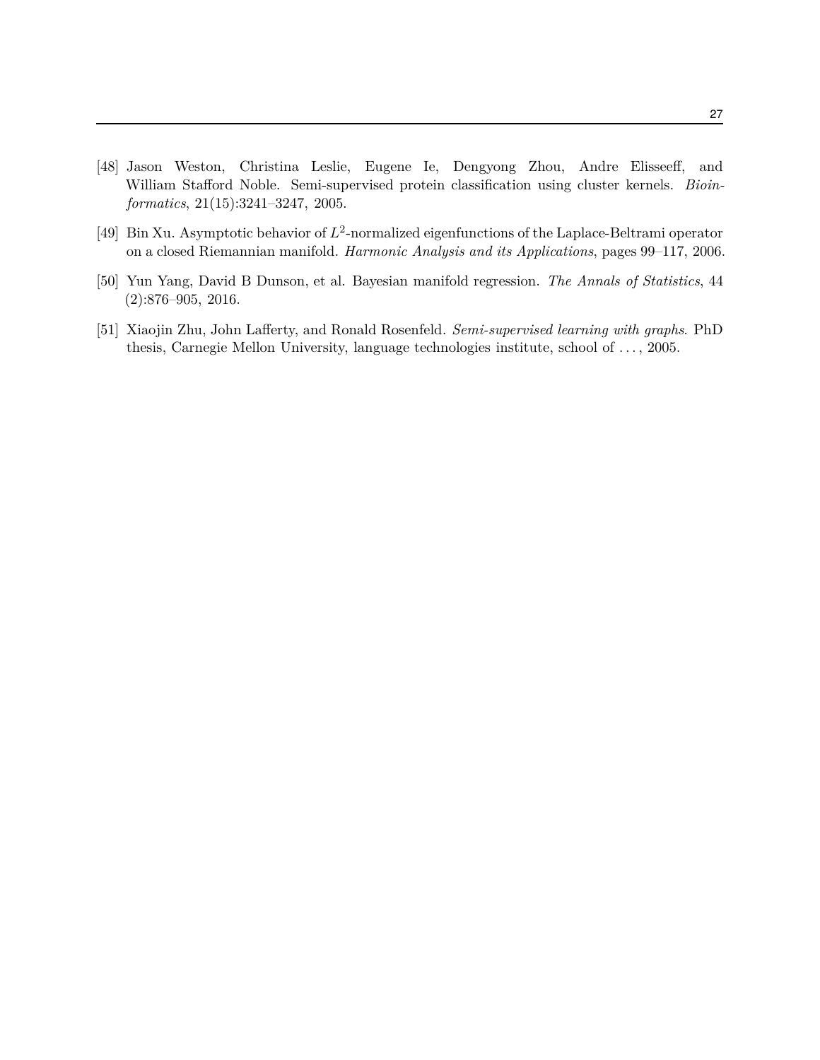[48] Jason Weston, Christina Leslie, Eugene Ie, Dengyong Zhou, Andre Elisseeff, and William Stafford Noble. Semi-supervised protein classification using cluster kernels. *Bioinformatics*, 21(15):3241–3247, 2005.

[49] Bin Xu. Asymptotic behavior of $L^2$-normalized eigenfunctions of the Laplace-Beltrami operator on a closed Riemannian manifold. *Harmonic Analysis and its Applications*, pages 99–117, 2006.

[50] Yun Yang, David B Dunson, et al. Bayesian manifold regression. *The Annals of Statistics*, 44 (2):876–905, 2016.

[51] Xiaojin Zhu, John Lafferty, and Ronald Rosenfeld. *Semi-supervised learning with graphs*. PhD thesis, Carnegie Mellon University, language technologies institute, school of . . . , 2005.